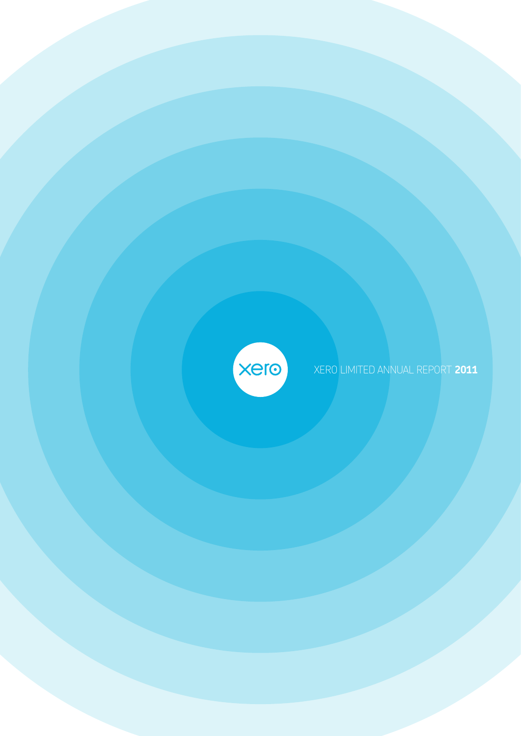xero

XERO LIMITED ANNUAL REPORT **2011**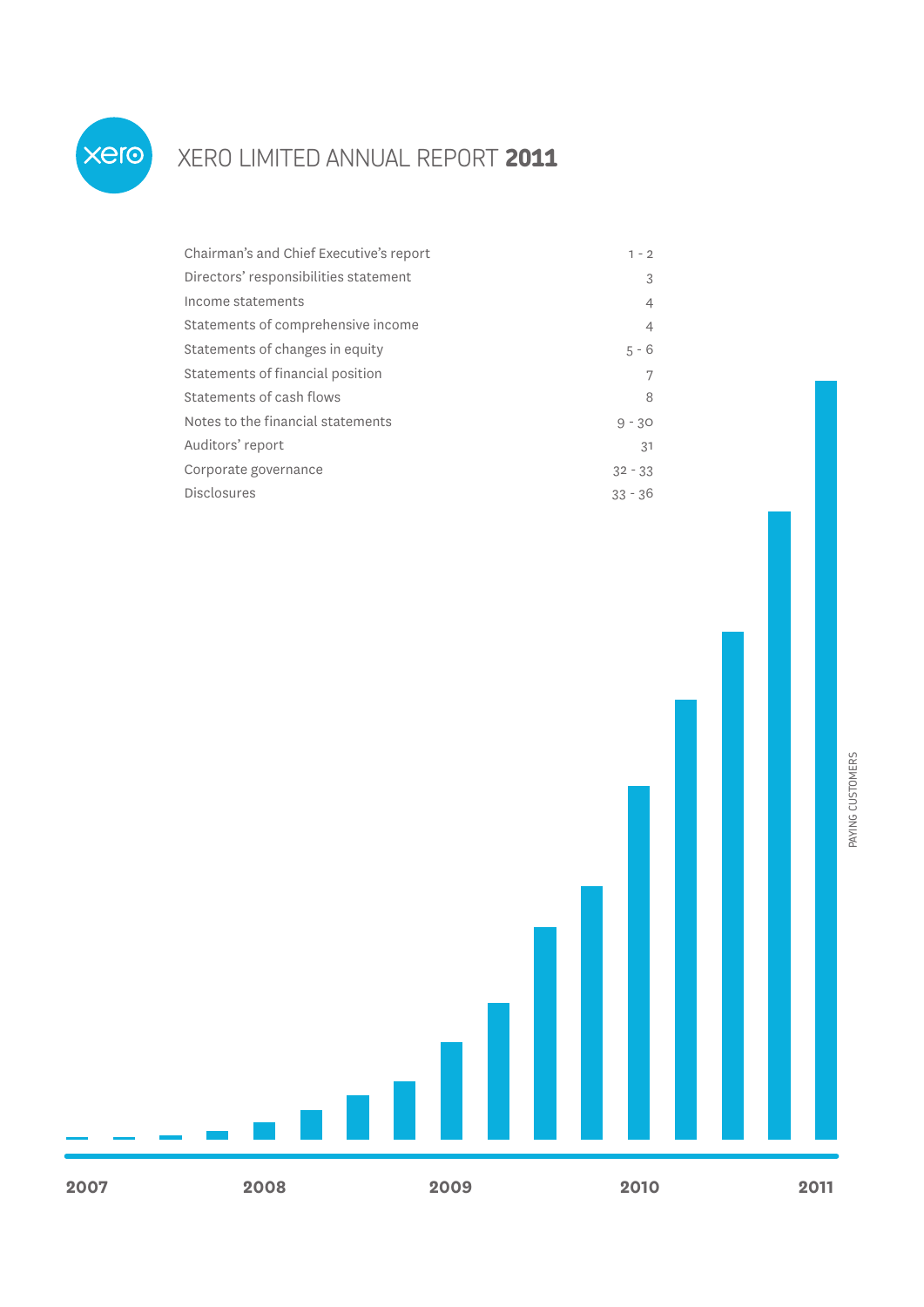# XERO LIMITED ANNUAL REPORT **2011**

| | |
|---|---|
| Chairman's and Chief Executive's report | 1 - 2 |
| Directors' responsibilities statement | 3 |
| Income statements | 4 |
| Statements of comprehensive income | 4 |
| Statements of changes in equity | 5 - 6 |
| Statements of financial position | 7 |
| Statements of cash flows | 8 |
| Notes to the financial statements | 9 - 30 |
| Auditors' report | 31 |
| Corporate governance | 32 - 33 |
| Disclosures | 33 - 36 |

PAYING CUSTOMERS

2007 2008 2009 2010 2011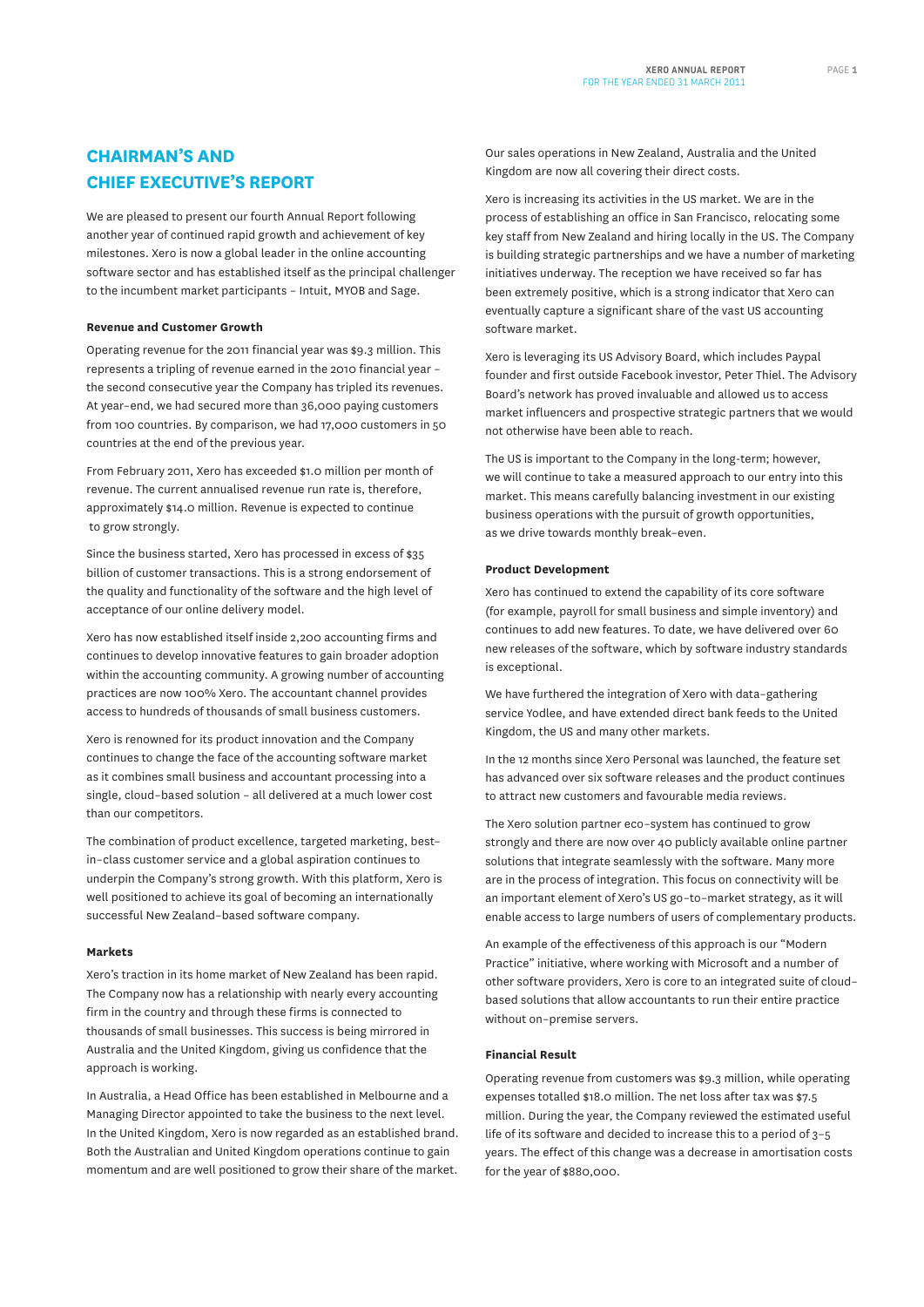# CHAIRMAN'S AND CHIEF EXECUTIVE'S REPORT

We are pleased to present our fourth Annual Report following another year of continued rapid growth and achievement of key milestones. Xero is now a global leader in the online accounting software sector and has established itself as the principal challenger to the incumbent market participants – Intuit, MYOB and Sage.

### Revenue and Customer Growth

Operating revenue for the 2011 financial year was $9.3 million. This represents a tripling of revenue earned in the 2010 financial year – the second consecutive year the Company has tripled its revenues. At year-end, we had secured more than 36,000 paying customers from 100 countries. By comparison, we had 17,000 customers in 50 countries at the end of the previous year.

From February 2011, Xero has exceeded $1.0 million per month of revenue. The current annualised revenue run rate is, therefore, approximately $14.0 million. Revenue is expected to continue to grow strongly.

Since the business started, Xero has processed in excess of $35 billion of customer transactions. This is a strong endorsement of the quality and functionality of the software and the high level of acceptance of our online delivery model.

Xero has now established itself inside 2,200 accounting firms and continues to develop innovative features to gain broader adoption within the accounting community. A growing number of accounting practices are now 100% Xero. The accountant channel provides access to hundreds of thousands of small business customers.

Xero is renowned for its product innovation and the Company continues to change the face of the accounting software market as it combines small business and accountant processing into a single, cloud-based solution – all delivered at a much lower cost than our competitors.

The combination of product excellence, targeted marketing, best-in-class customer service and a global aspiration continues to underpin the Company's strong growth. With this platform, Xero is well positioned to achieve its goal of becoming an internationally successful New Zealand-based software company.

### Markets

Xero's traction in its home market of New Zealand has been rapid. The Company now has a relationship with nearly every accounting firm in the country and through these firms is connected to thousands of small businesses. This success is being mirrored in Australia and the United Kingdom, giving us confidence that the approach is working.

In Australia, a Head Office has been established in Melbourne and a Managing Director appointed to take the business to the next level. In the United Kingdom, Xero is now regarded as an established brand. Both the Australian and United Kingdom operations continue to gain momentum and are well positioned to grow their share of the market.

Our sales operations in New Zealand, Australia and the United Kingdom are now all covering their direct costs.

Xero is increasing its activities in the US market. We are in the process of establishing an office in San Francisco, relocating some key staff from New Zealand and hiring locally in the US. The Company is building strategic partnerships and we have a number of marketing initiatives underway. The reception we have received so far has been extremely positive, which is a strong indicator that Xero can eventually capture a significant share of the vast US accounting software market.

Xero is leveraging its US Advisory Board, which includes Paypal founder and first outside Facebook investor, Peter Thiel. The Advisory Board's network has proved invaluable and allowed us to access market influencers and prospective strategic partners that we would not otherwise have been able to reach.

The US is important to the Company in the long-term; however, we will continue to take a measured approach to our entry into this market. This means carefully balancing investment in our existing business operations with the pursuit of growth opportunities, as we drive towards monthly break-even.

### Product Development

Xero has continued to extend the capability of its core software (for example, payroll for small business and simple inventory) and continues to add new features. To date, we have delivered over 60 new releases of the software, which by software industry standards is exceptional.

We have furthered the integration of Xero with data-gathering service Yodlee, and have extended direct bank feeds to the United Kingdom, the US and many other markets.

In the 12 months since Xero Personal was launched, the feature set has advanced over six software releases and the product continues to attract new customers and favourable media reviews.

The Xero solution partner eco-system has continued to grow strongly and there are now over 40 publicly available online partner solutions that integrate seamlessly with the software. Many more are in the process of integration. This focus on connectivity will be an important element of Xero's US go-to-market strategy, as it will enable access to large numbers of users of complementary products.

An example of the effectiveness of this approach is our "Modern Practice" initiative, where working with Microsoft and a number of other software providers, Xero is core to an integrated suite of cloud-based solutions that allow accountants to run their entire practice without on-premise servers.

### Financial Result

Operating revenue from customers was $9.3 million, while operating expenses totalled $18.0 million. The net loss after tax was $7.5 million. During the year, the Company reviewed the estimated useful life of its software and decided to increase this to a period of 3-5 years. The effect of this change was a decrease in amortisation costs for the year of $880,000.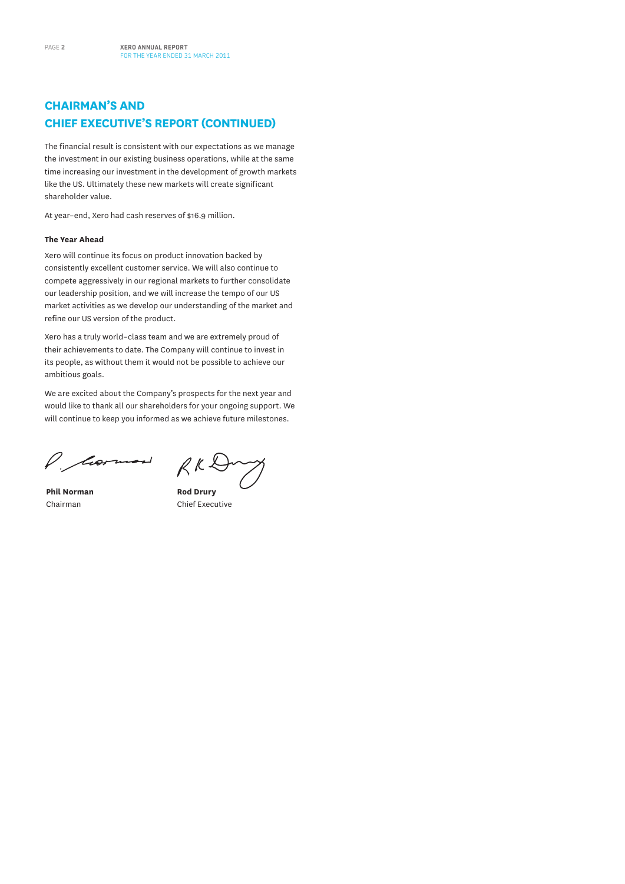## CHAIRMAN'S AND CHIEF EXECUTIVE'S REPORT (CONTINUED)

The financial result is consistent with our expectations as we manage the investment in our existing business operations, while at the same time increasing our investment in the development of growth markets like the US. Ultimately these new markets will create significant shareholder value.

At year-end, Xero had cash reserves of $16.9 million.

**The Year Ahead**

Xero will continue its focus on product innovation backed by consistently excellent customer service. We will also continue to compete aggressively in our regional markets to further consolidate our leadership position, and we will increase the tempo of our US market activities as we develop our understanding of the market and refine our US version of the product.

Xero has a truly world-class team and we are extremely proud of their achievements to date. The Company will continue to invest in its people, as without them it would not be possible to achieve our ambitious goals.

We are excited about the Company's prospects for the next year and would like to thank all our shareholders for your ongoing support. We will continue to keep you informed as we achieve future milestones.

**Phil Norman**
Chairman

**Rod Drury**
Chief Executive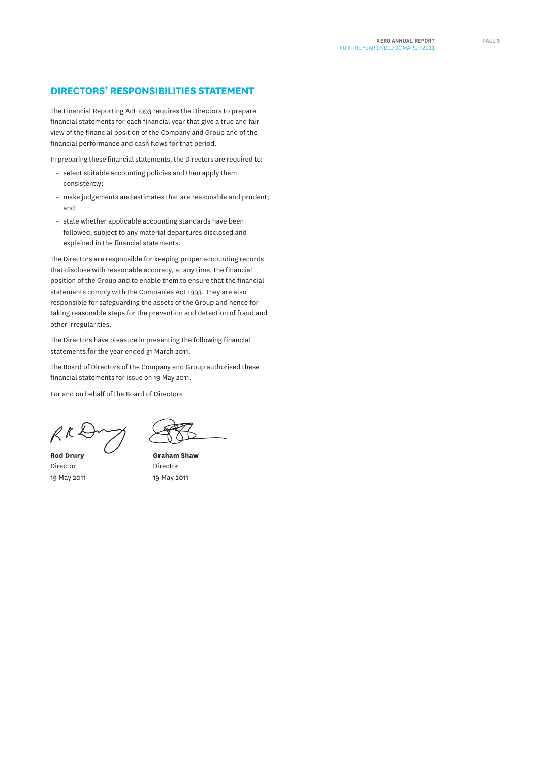## DIRECTORS' RESPONSIBILITIES STATEMENT

The Financial Reporting Act 1993 requires the Directors to prepare financial statements for each financial year that give a true and fair view of the financial position of the Company and Group and of the financial performance and cash flows for that period.

In preparing these financial statements, the Directors are required to:

- select suitable accounting policies and then apply them consistently;
- make judgements and estimates that are reasonable and prudent; and
- state whether applicable accounting standards have been followed, subject to any material departures disclosed and explained in the financial statements.

The Directors are responsible for keeping proper accounting records that disclose with reasonable accuracy, at any time, the financial position of the Group and to enable them to ensure that the financial statements comply with the Companies Act 1993. They are also responsible for safeguarding the assets of the Group and hence for taking reasonable steps for the prevention and detection of fraud and other irregularities.

The Directors have pleasure in presenting the following financial statements for the year ended 31 March 2011.

The Board of Directors of the Company and Group authorised these financial statements for issue on 19 May 2011.

For and on behalf of the Board of Directors

**Rod Drury**
Director
19 May 2011

**Graham Shaw**
Director
19 May 2011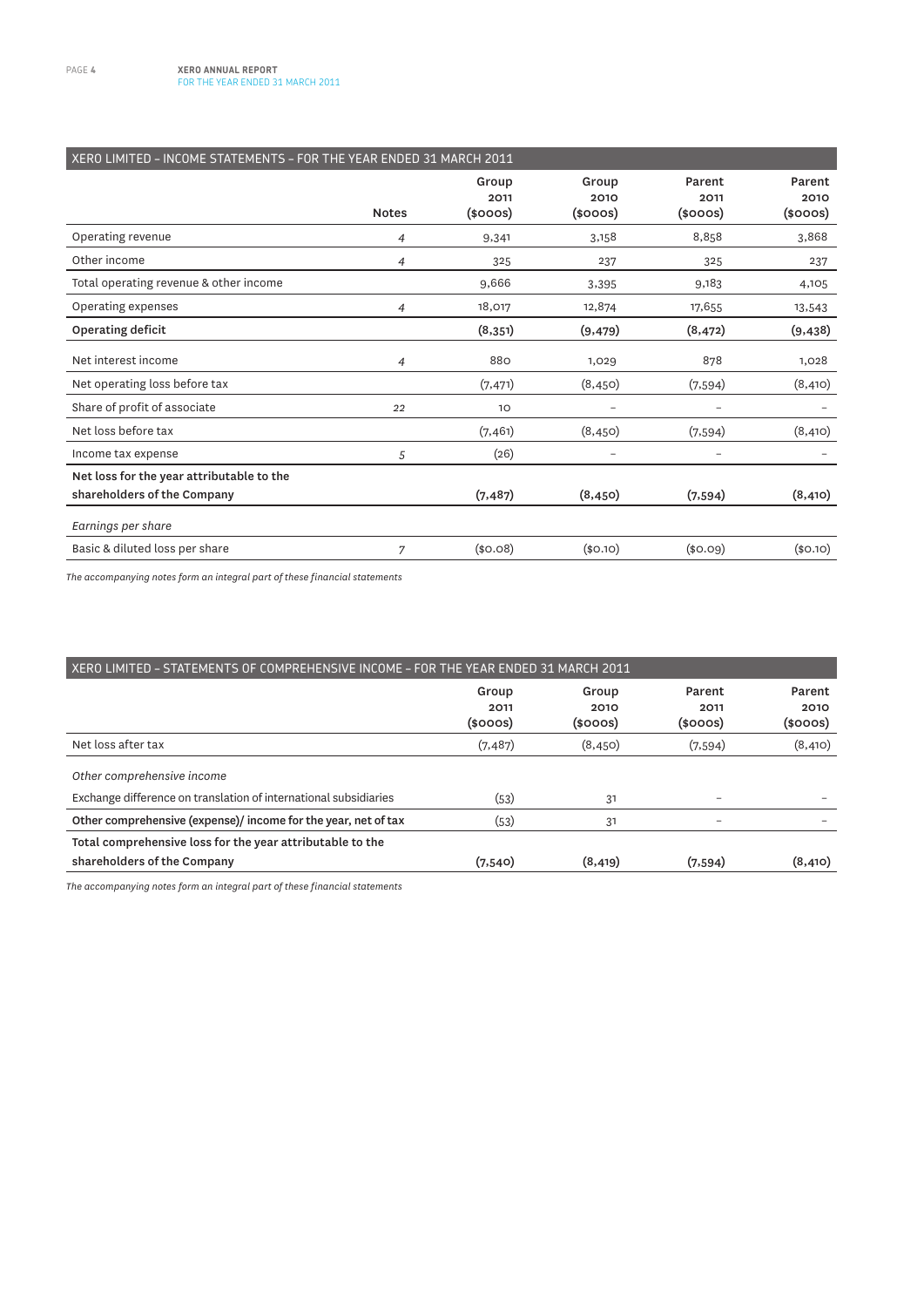## XERO LIMITED – INCOME STATEMENTS – FOR THE YEAR ENDED 31 MARCH 2011

| | Notes | Group 2011 ($000s) | Group 2010 ($000s) | Parent 2011 ($000s) | Parent 2010 ($000s) |
|---|---|---|---|---|---|
| Operating revenue | 4 | 9,341 | 3,158 | 8,858 | 3,868 |
| Other income | 4 | 325 | 237 | 325 | 237 |
| Total operating revenue & other income | | 9,666 | 3,395 | 9,183 | 4,105 |
| Operating expenses | 4 | 18,017 | 12,874 | 17,655 | 13,543 |
| **Operating deficit** | | **(8,351)** | **(9,479)** | **(8,472)** | **(9,438)** |
| Net interest income | 4 | 880 | 1,029 | 878 | 1,028 |
| Net operating loss before tax | | (7,471) | (8,450) | (7,594) | (8,410) |
| Share of profit of associate | 22 | 10 | – | – | – |
| Net loss before tax | | (7,461) | (8,450) | (7,594) | (8,410) |
| Income tax expense | 5 | (26) | – | – | – |
| **Net loss for the year attributable to the shareholders of the Company** | | **(7,487)** | **(8,450)** | **(7,594)** | **(8,410)** |
| *Earnings per share* | | | | | |
| Basic & diluted loss per share | 7 | ($0.08) | ($0.10) | ($0.09) | ($0.10) |

*The accompanying notes form an integral part of these financial statements*

## XERO LIMITED – STATEMENTS OF COMPREHENSIVE INCOME – FOR THE YEAR ENDED 31 MARCH 2011

| | Group 2011 ($000s) | Group 2010 ($000s) | Parent 2011 ($000s) | Parent 2010 ($000s) |
|---|---|---|---|---|
| Net loss after tax | (7,487) | (8,450) | (7,594) | (8,410) |
| *Other comprehensive income* | | | | |
| Exchange difference on translation of international subsidiaries | (53) | 31 | – | – |
| **Other comprehensive (expense)/ income for the year, net of tax** | (53) | 31 | – | – |
| **Total comprehensive loss for the year attributable to the shareholders of the Company** | **(7,540)** | **(8,419)** | **(7,594)** | **(8,410)** |

*The accompanying notes form an integral part of these financial statements*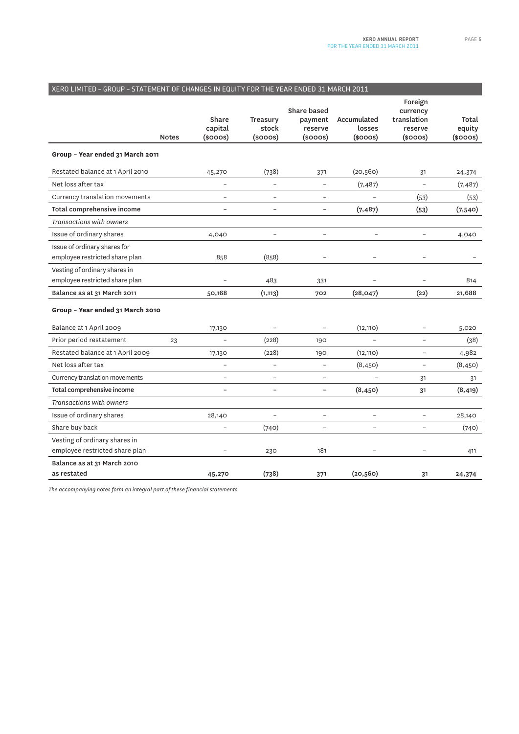## XERO LIMITED – GROUP – STATEMENT OF CHANGES IN EQUITY FOR THE YEAR ENDED 31 MARCH 2011

| | Notes | Share capital ($000s) | Treasury stock ($000s) | Share based payment reserve ($000s) | Accumulated losses ($000s) | Foreign currency translation reserve ($000s) | Total equity ($000s) |
|---|---|---|---|---|---|---|---|
| **Group – Year ended 31 March 2011** | | | | | | | |
| Restated balance at 1 April 2010 | | 45,270 | (738) | 371 | (20,560) | 31 | 24,374 |
| Net loss after tax | | – | – | – | (7,487) | – | (7,487) |
| Currency translation movements | | – | – | – | – | (53) | (53) |
| **Total comprehensive income** | | **–** | **–** | **–** | **(7,487)** | **(53)** | **(7,540)** |
| *Transactions with owners* | | | | | | | |
| Issue of ordinary shares | | 4,040 | – | – | – | – | 4,040 |
| Issue of ordinary shares for employee restricted share plan | | 858 | (858) | – | – | – | – |
| Vesting of ordinary shares in employee restricted share plan | | – | 483 | 331 | – | – | 814 |
| **Balance as at 31 March 2011** | | **50,168** | **(1,113)** | **702** | **(28,047)** | **(22)** | **21,688** |
| **Group – Year ended 31 March 2010** | | | | | | | |
| Balance at 1 April 2009 | | 17,130 | – | – | (12,110) | – | 5,020 |
| Prior period restatement | 23 | – | (228) | 190 | – | – | (38) |
| Restated balance at 1 April 2009 | | 17,130 | (228) | 190 | (12,110) | – | 4,982 |
| Net loss after tax | | – | – | – | (8,450) | – | (8,450) |
| Currency translation movements | | – | – | – | – | 31 | 31 |
| **Total comprehensive income** | | **–** | **–** | **–** | **(8,450)** | **31** | **(8,419)** |
| *Transactions with owners* | | | | | | | |
| Issue of ordinary shares | | 28,140 | – | – | – | – | 28,140 |
| Share buy back | | – | (740) | – | – | – | (740) |
| Vesting of ordinary shares in employee restricted share plan | | – | 230 | 181 | – | – | 411 |
| **Balance as at 31 March 2010 as restated** | | **45,270** | **(738)** | **371** | **(20,560)** | **31** | **24,374** |

*The accompanying notes form an integral part of these financial statements*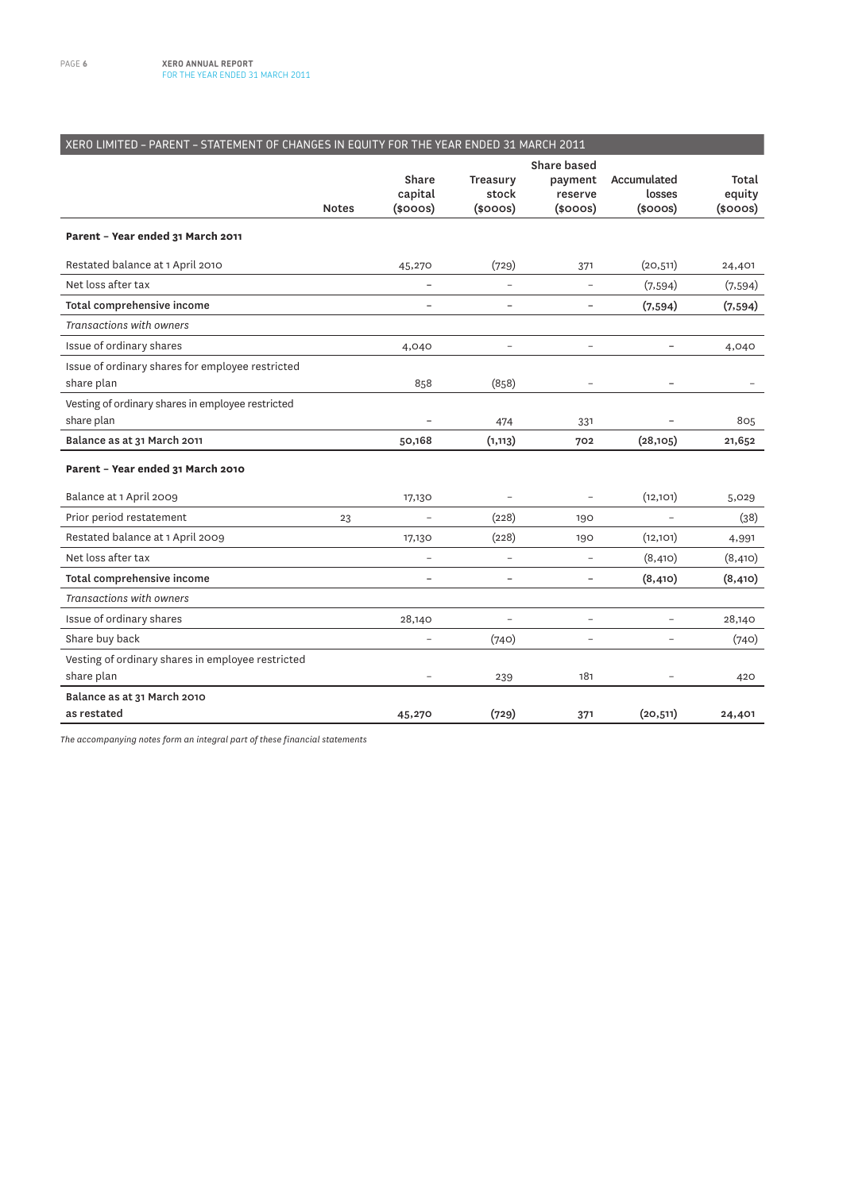## XERO LIMITED – PARENT – STATEMENT OF CHANGES IN EQUITY FOR THE YEAR ENDED 31 MARCH 2011

| | Notes | Share capital ($000s) | Treasury stock ($000s) | Share based payment reserve ($000s) | Accumulated losses ($000s) | Total equity ($000s) |
|---|---|---|---|---|---|---|
| **Parent – Year ended 31 March 2011** | | | | | | |
| Restated balance at 1 April 2010 | | 45,270 | (729) | 371 | (20,511) | 24,401 |
| Net loss after tax | | – | – | – | (7,594) | (7,594) |
| **Total comprehensive income** | | – | – | – | **(7,594)** | **(7,594)** |
| *Transactions with owners* | | | | | | |
| Issue of ordinary shares | | 4,040 | – | – | – | 4,040 |
| Issue of ordinary shares for employee restricted share plan | | 858 | (858) | – | – | – |
| Vesting of ordinary shares in employee restricted share plan | | – | 474 | 331 | – | 805 |
| **Balance as at 31 March 2011** | | **50,168** | **(1,113)** | **702** | **(28,105)** | **21,652** |
| **Parent – Year ended 31 March 2010** | | | | | | |
| Balance at 1 April 2009 | | 17,130 | – | – | (12,101) | 5,029 |
| Prior period restatement | 23 | – | (228) | 190 | – | (38) |
| Restated balance at 1 April 2009 | | 17,130 | (228) | 190 | (12,101) | 4,991 |
| Net loss after tax | | – | – | – | (8,410) | (8,410) |
| **Total comprehensive income** | | – | – | – | **(8,410)** | **(8,410)** |
| *Transactions with owners* | | | | | | |
| Issue of ordinary shares | | 28,140 | – | – | – | 28,140 |
| Share buy back | | – | (740) | – | – | (740) |
| Vesting of ordinary shares in employee restricted share plan | | – | 239 | 181 | – | 420 |
| **Balance as at 31 March 2010 as restated** | | **45,270** | **(729)** | **371** | **(20,511)** | **24,401** |

*The accompanying notes form an integral part of these financial statements*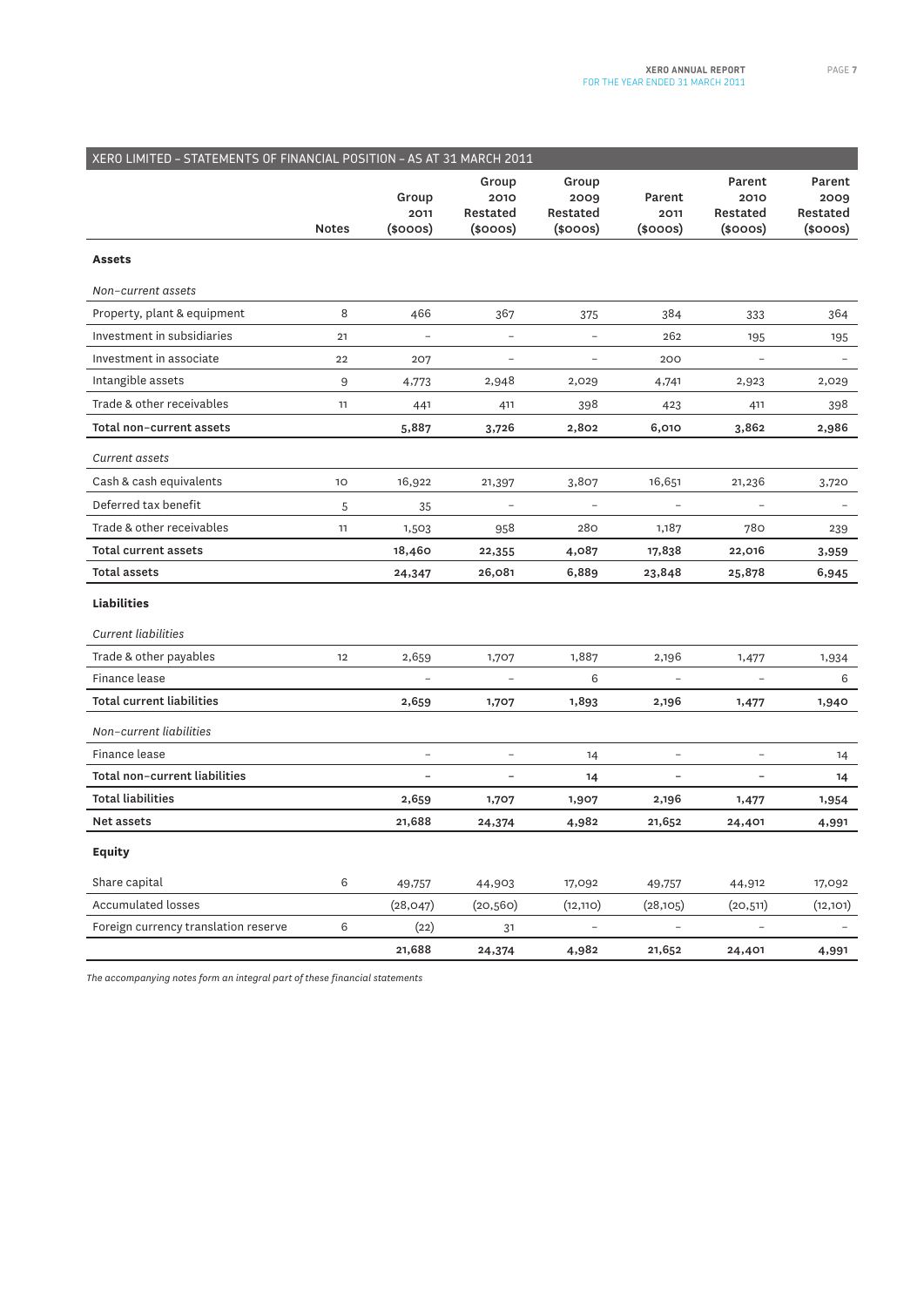## XERO LIMITED – STATEMENTS OF FINANCIAL POSITION – AS AT 31 MARCH 2011

| | Notes | Group 2011 ($000s) | Group 2010 Restated ($000s) | Group 2009 Restated ($000s) | Parent 2011 ($000s) | Parent 2010 Restated ($000s) | Parent 2009 Restated ($000s) |
|---|---|---|---|---|---|---|---|
| **Assets** | | | | | | | |
| *Non-current assets* | | | | | | | |
| Property, plant & equipment | 8 | 466 | 367 | 375 | 384 | 333 | 364 |
| Investment in subsidiaries | 21 | – | – | – | 262 | 195 | 195 |
| Investment in associate | 22 | 207 | – | – | 200 | – | – |
| Intangible assets | 9 | 4,773 | 2,948 | 2,029 | 4,741 | 2,923 | 2,029 |
| Trade & other receivables | 11 | 441 | 411 | 398 | 423 | 411 | 398 |
| **Total non-current assets** | | **5,887** | **3,726** | **2,802** | **6,010** | **3,862** | **2,986** |
| *Current assets* | | | | | | | |
| Cash & cash equivalents | 10 | 16,922 | 21,397 | 3,807 | 16,651 | 21,236 | 3,720 |
| Deferred tax benefit | 5 | 35 | – | – | – | – | – |
| Trade & other receivables | 11 | 1,503 | 958 | 280 | 1,187 | 780 | 239 |
| **Total current assets** | | **18,460** | **22,355** | **4,087** | **17,838** | **22,016** | **3,959** |
| **Total assets** | | **24,347** | **26,081** | **6,889** | **23,848** | **25,878** | **6,945** |
| **Liabilities** | | | | | | | |
| *Current liabilities* | | | | | | | |
| Trade & other payables | 12 | 2,659 | 1,707 | 1,887 | 2,196 | 1,477 | 1,934 |
| Finance lease | | – | – | 6 | – | – | 6 |
| **Total current liabilities** | | **2,659** | **1,707** | **1,893** | **2,196** | **1,477** | **1,940** |
| *Non-current liabilities* | | | | | | | |
| Finance lease | | – | – | 14 | – | – | 14 |
| **Total non-current liabilities** | | **–** | **–** | **14** | **–** | **–** | **14** |
| **Total liabilities** | | **2,659** | **1,707** | **1,907** | **2,196** | **1,477** | **1,954** |
| **Net assets** | | **21,688** | **24,374** | **4,982** | **21,652** | **24,401** | **4,991** |
| **Equity** | | | | | | | |
| Share capital | 6 | 49,757 | 44,903 | 17,092 | 49,757 | 44,912 | 17,092 |
| Accumulated losses | | (28,047) | (20,560) | (12,110) | (28,105) | (20,511) | (12,101) |
| Foreign currency translation reserve | 6 | (22) | 31 | – | – | – | – |
| | | **21,688** | **24,374** | **4,982** | **21,652** | **24,401** | **4,991** |

*The accompanying notes form an integral part of these financial statements*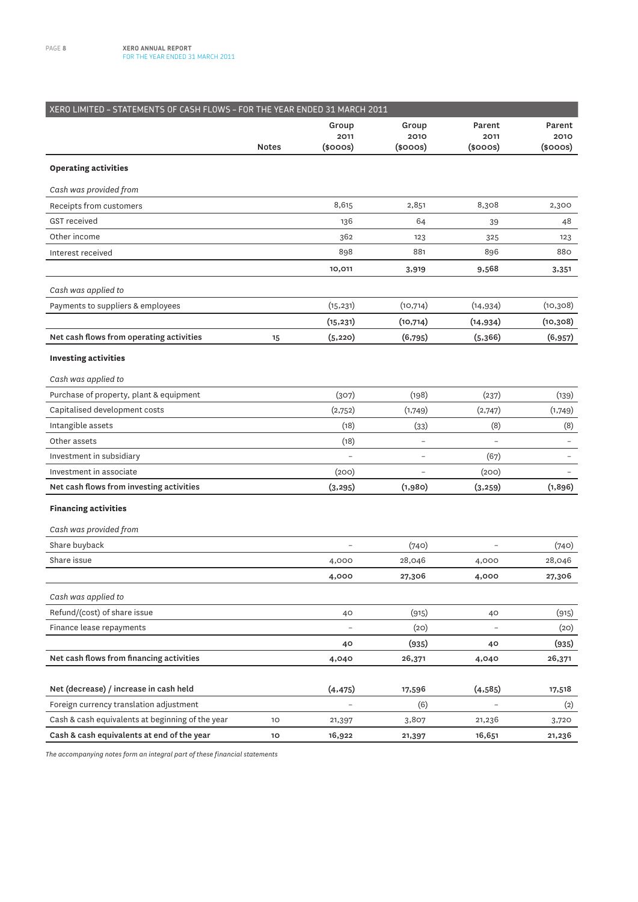## XERO LIMITED – STATEMENTS OF CASH FLOWS – FOR THE YEAR ENDED 31 MARCH 2011

| | Notes | Group 2011 ($000s) | Group 2010 ($000s) | Parent 2011 ($000s) | Parent 2010 ($000s) |
|---|---|---|---|---|---|
| **Operating activities** | | | | | |
| *Cash was provided from* | | | | | |
| Receipts from customers | | 8,615 | 2,851 | 8,308 | 2,300 |
| GST received | | 136 | 64 | 39 | 48 |
| Other income | | 362 | 123 | 325 | 123 |
| Interest received | | 898 | 881 | 896 | 880 |
| | | **10,011** | **3,919** | **9,568** | **3,351** |
| *Cash was applied to* | | | | | |
| Payments to suppliers & employees | | (15,231) | (10,714) | (14,934) | (10,308) |
| | | **(15,231)** | **(10,714)** | **(14,934)** | **(10,308)** |
| **Net cash flows from operating activities** | 15 | **(5,220)** | **(6,795)** | **(5,366)** | **(6,957)** |
| **Investing activities** | | | | | |
| *Cash was applied to* | | | | | |
| Purchase of property, plant & equipment | | (307) | (198) | (237) | (139) |
| Capitalised development costs | | (2,752) | (1,749) | (2,747) | (1,749) |
| Intangible assets | | (18) | (33) | (8) | (8) |
| Other assets | | (18) | – | – | – |
| Investment in subsidiary | | – | – | (67) | – |
| Investment in associate | | (200) | – | (200) | – |
| **Net cash flows from investing activities** | | **(3,295)** | **(1,980)** | **(3,259)** | **(1,896)** |
| **Financing activities** | | | | | |
| *Cash was provided from* | | | | | |
| Share buyback | | – | (740) | – | (740) |
| Share issue | | 4,000 | 28,046 | 4,000 | 28,046 |
| | | **4,000** | **27,306** | **4,000** | **27,306** |
| *Cash was applied to* | | | | | |
| Refund/(cost) of share issue | | 40 | (915) | 40 | (915) |
| Finance lease repayments | | – | (20) | – | (20) |
| | | **40** | **(935)** | **40** | **(935)** |
| **Net cash flows from financing activities** | | **4,040** | **26,371** | **4,040** | **26,371** |
| | | | | | |
| **Net (decrease) / increase in cash held** | | **(4,475)** | **17,596** | **(4,585)** | **17,518** |
| Foreign currency translation adjustment | | – | (6) | – | (2) |
| Cash & cash equivalents at beginning of the year | 10 | 21,397 | 3,807 | 21,236 | 3,720 |
| **Cash & cash equivalents at end of the year** | 10 | **16,922** | **21,397** | **16,651** | **21,236** |

*The accompanying notes form an integral part of these financial statements*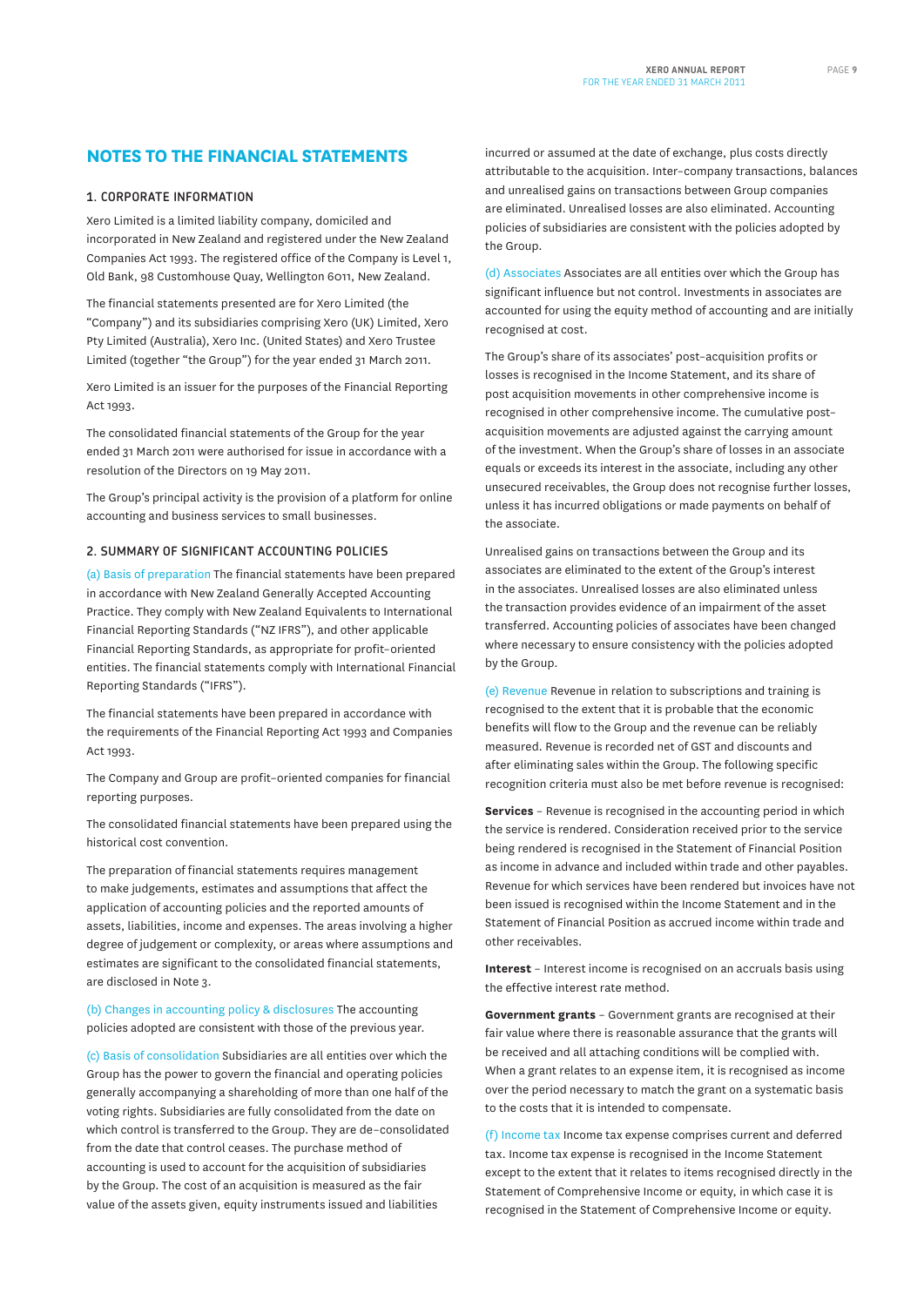# NOTES TO THE FINANCIAL STATEMENTS

## 1. CORPORATE INFORMATION

Xero Limited is a limited liability company, domiciled and incorporated in New Zealand and registered under the New Zealand Companies Act 1993. The registered office of the Company is Level 1, Old Bank, 98 Customhouse Quay, Wellington 6011, New Zealand.

The financial statements presented are for Xero Limited (the "Company") and its subsidiaries comprising Xero (UK) Limited, Xero Pty Limited (Australia), Xero Inc. (United States) and Xero Trustee Limited (together "the Group") for the year ended 31 March 2011.

Xero Limited is an issuer for the purposes of the Financial Reporting Act 1993.

The consolidated financial statements of the Group for the year ended 31 March 2011 were authorised for issue in accordance with a resolution of the Directors on 19 May 2011.

The Group's principal activity is the provision of a platform for online accounting and business services to small businesses.

## 2. SUMMARY OF SIGNIFICANT ACCOUNTING POLICIES

(a) Basis of preparation The financial statements have been prepared in accordance with New Zealand Generally Accepted Accounting Practice. They comply with New Zealand Equivalents to International Financial Reporting Standards ("NZ IFRS"), and other applicable Financial Reporting Standards, as appropriate for profit-oriented entities. The financial statements comply with International Financial Reporting Standards ("IFRS").

The financial statements have been prepared in accordance with the requirements of the Financial Reporting Act 1993 and Companies Act 1993.

The Company and Group are profit-oriented companies for financial reporting purposes.

The consolidated financial statements have been prepared using the historical cost convention.

The preparation of financial statements requires management to make judgements, estimates and assumptions that affect the application of accounting policies and the reported amounts of assets, liabilities, income and expenses. The areas involving a higher degree of judgement or complexity, or areas where assumptions and estimates are significant to the consolidated financial statements, are disclosed in Note 3.

(b) Changes in accounting policy & disclosures The accounting policies adopted are consistent with those of the previous year.

(c) Basis of consolidation Subsidiaries are all entities over which the Group has the power to govern the financial and operating policies generally accompanying a shareholding of more than one half of the voting rights. Subsidiaries are fully consolidated from the date on which control is transferred to the Group. They are de-consolidated from the date that control ceases. The purchase method of accounting is used to account for the acquisition of subsidiaries by the Group. The cost of an acquisition is measured as the fair value of the assets given, equity instruments issued and liabilities incurred or assumed at the date of exchange, plus costs directly attributable to the acquisition. Inter-company transactions, balances and unrealised gains on transactions between Group companies are eliminated. Unrealised losses are also eliminated. Accounting policies of subsidiaries are consistent with the policies adopted by the Group.

(d) Associates Associates are all entities over which the Group has significant influence but not control. Investments in associates are accounted for using the equity method of accounting and are initially recognised at cost.

The Group's share of its associates' post-acquisition profits or losses is recognised in the Income Statement, and its share of post acquisition movements in other comprehensive income is recognised in other comprehensive income. The cumulative post-acquisition movements are adjusted against the carrying amount of the investment. When the Group's share of losses in an associate equals or exceeds its interest in the associate, including any other unsecured receivables, the Group does not recognise further losses, unless it has incurred obligations or made payments on behalf of the associate.

Unrealised gains on transactions between the Group and its associates are eliminated to the extent of the Group's interest in the associates. Unrealised losses are also eliminated unless the transaction provides evidence of an impairment of the asset transferred. Accounting policies of associates have been changed where necessary to ensure consistency with the policies adopted by the Group.

(e) Revenue Revenue in relation to subscriptions and training is recognised to the extent that it is probable that the economic benefits will flow to the Group and the revenue can be reliably measured. Revenue is recorded net of GST and discounts and after eliminating sales within the Group. The following specific recognition criteria must also be met before revenue is recognised:

**Services** – Revenue is recognised in the accounting period in which the service is rendered. Consideration received prior to the service being rendered is recognised in the Statement of Financial Position as income in advance and included within trade and other payables. Revenue for which services have been rendered but invoices have not been issued is recognised within the Income Statement and in the Statement of Financial Position as accrued income within trade and other receivables.

**Interest** – Interest income is recognised on an accruals basis using the effective interest rate method.

**Government grants** – Government grants are recognised at their fair value where there is reasonable assurance that the grants will be received and all attaching conditions will be complied with. When a grant relates to an expense item, it is recognised as income over the period necessary to match the grant on a systematic basis to the costs that it is intended to compensate.

(f) Income tax Income tax expense comprises current and deferred tax. Income tax expense is recognised in the Income Statement except to the extent that it relates to items recognised directly in the Statement of Comprehensive Income or equity, in which case it is recognised in the Statement of Comprehensive Income or equity.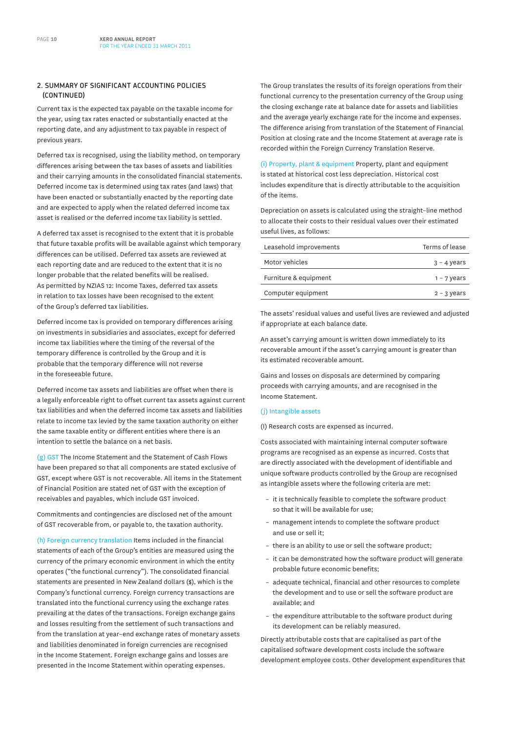## 2. SUMMARY OF SIGNIFICANT ACCOUNTING POLICIES (CONTINUED)

Current tax is the expected tax payable on the taxable income for the year, using tax rates enacted or substantially enacted at the reporting date, and any adjustment to tax payable in respect of previous years.

Deferred tax is recognised, using the liability method, on temporary differences arising between the tax bases of assets and liabilities and their carrying amounts in the consolidated financial statements. Deferred income tax is determined using tax rates (and laws) that have been enacted or substantially enacted by the reporting date and are expected to apply when the related deferred income tax asset is realised or the deferred income tax liability is settled.

A deferred tax asset is recognised to the extent that it is probable that future taxable profits will be available against which temporary differences can be utilised. Deferred tax assets are reviewed at each reporting date and are reduced to the extent that it is no longer probable that the related benefits will be realised. As permitted by NZIAS 12: Income Taxes, deferred tax assets in relation to tax losses have been recognised to the extent of the Group's deferred tax liabilities.

Deferred income tax is provided on temporary differences arising on investments in subsidiaries and associates, except for deferred income tax liabilities where the timing of the reversal of the temporary difference is controlled by the Group and it is probable that the temporary difference will not reverse in the foreseeable future.

Deferred income tax assets and liabilities are offset when there is a legally enforceable right to offset current tax assets against current tax liabilities and when the deferred income tax assets and liabilities relate to income tax levied by the same taxation authority on either the same taxable entity or different entities where there is an intention to settle the balance on a net basis.

(g) GST The Income Statement and the Statement of Cash Flows have been prepared so that all components are stated exclusive of GST, except where GST is not recoverable. All items in the Statement of Financial Position are stated net of GST with the exception of receivables and payables, which include GST invoiced.

Commitments and contingencies are disclosed net of the amount of GST recoverable from, or payable to, the taxation authority.

(h) Foreign currency translation Items included in the financial statements of each of the Group's entities are measured using the currency of the primary economic environment in which the entity operates ("the functional currency"). The consolidated financial statements are presented in New Zealand dollars ($), which is the Company's functional currency. Foreign currency transactions are translated into the functional currency using the exchange rates prevailing at the dates of the transactions. Foreign exchange gains and losses resulting from the settlement of such transactions and from the translation at year-end exchange rates of monetary assets and liabilities denominated in foreign currencies are recognised in the Income Statement. Foreign exchange gains and losses are presented in the Income Statement within operating expenses.

The Group translates the results of its foreign operations from their functional currency to the presentation currency of the Group using the closing exchange rate at balance date for assets and liabilities and the average yearly exchange rate for the income and expenses. The difference arising from translation of the Statement of Financial Position at closing rate and the Income Statement at average rate is recorded within the Foreign Currency Translation Reserve.

(i) Property, plant & equipment Property, plant and equipment is stated at historical cost less depreciation. Historical cost includes expenditure that is directly attributable to the acquisition of the items.

Depreciation on assets is calculated using the straight-line method to allocate their costs to their residual values over their estimated useful lives, as follows:

| | |
|---|---|
| Leasehold improvements | Terms of lease |
| Motor vehicles | 3 – 4 years |
| Furniture & equipment | 1 – 7 years |
| Computer equipment | 2 – 3 years |

The assets' residual values and useful lives are reviewed and adjusted if appropriate at each balance date.

An asset's carrying amount is written down immediately to its recoverable amount if the asset's carrying amount is greater than its estimated recoverable amount.

Gains and losses on disposals are determined by comparing proceeds with carrying amounts, and are recognised in the Income Statement.

(j) Intangible assets

(I) Research costs are expensed as incurred.

Costs associated with maintaining internal computer software programs are recognised as an expense as incurred. Costs that are directly associated with the development of identifiable and unique software products controlled by the Group are recognised as intangible assets where the following criteria are met:

- it is technically feasible to complete the software product so that it will be available for use;
- management intends to complete the software product and use or sell it;
- there is an ability to use or sell the software product;
- it can be demonstrated how the software product will generate probable future economic benefits;
- adequate technical, financial and other resources to complete the development and to use or sell the software product are available; and
- the expenditure attributable to the software product during its development can be reliably measured.

Directly attributable costs that are capitalised as part of the capitalised software development costs include the software development employee costs. Other development expenditures that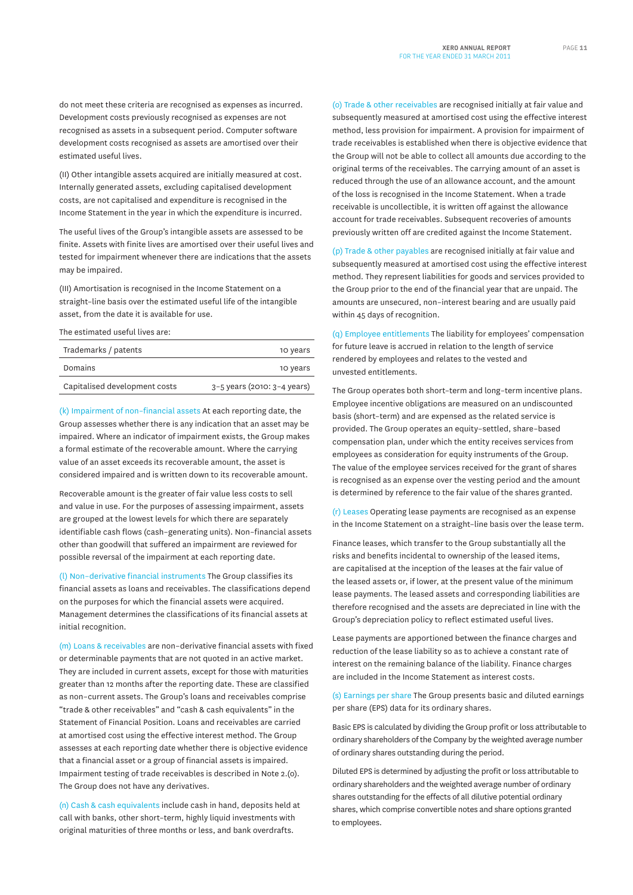do not meet these criteria are recognised as expenses as incurred. Development costs previously recognised as expenses are not recognised as assets in a subsequent period. Computer software development costs recognised as assets are amortised over their estimated useful lives.

(II) Other intangible assets acquired are initially measured at cost. Internally generated assets, excluding capitalised development costs, are not capitalised and expenditure is recognised in the Income Statement in the year in which the expenditure is incurred.

The useful lives of the Group's intangible assets are assessed to be finite. Assets with finite lives are amortised over their useful lives and tested for impairment whenever there are indications that the assets may be impaired.

(III) Amortisation is recognised in the Income Statement on a straight-line basis over the estimated useful life of the intangible asset, from the date it is available for use.

The estimated useful lives are:

| | |
|---|---|
| Trademarks / patents | 10 years |
| Domains | 10 years |
| Capitalised development costs | 3–5 years (2010: 3–4 years) |

(k) Impairment of non-financial assets At each reporting date, the Group assesses whether there is any indication that an asset may be impaired. Where an indicator of impairment exists, the Group makes a formal estimate of the recoverable amount. Where the carrying value of an asset exceeds its recoverable amount, the asset is considered impaired and is written down to its recoverable amount.

Recoverable amount is the greater of fair value less costs to sell and value in use. For the purposes of assessing impairment, assets are grouped at the lowest levels for which there are separately identifiable cash flows (cash-generating units). Non-financial assets other than goodwill that suffered an impairment are reviewed for possible reversal of the impairment at each reporting date.

(l) Non-derivative financial instruments The Group classifies its financial assets as loans and receivables. The classifications depend on the purposes for which the financial assets were acquired. Management determines the classifications of its financial assets at initial recognition.

(m) Loans & receivables are non-derivative financial assets with fixed or determinable payments that are not quoted in an active market. They are included in current assets, except for those with maturities greater than 12 months after the reporting date. These are classified as non-current assets. The Group's loans and receivables comprise "trade & other receivables" and "cash & cash equivalents" in the Statement of Financial Position. Loans and receivables are carried at amortised cost using the effective interest method. The Group assesses at each reporting date whether there is objective evidence that a financial asset or a group of financial assets is impaired. Impairment testing of trade receivables is described in Note 2.(o). The Group does not have any derivatives.

(n) Cash & cash equivalents include cash in hand, deposits held at call with banks, other short-term, highly liquid investments with original maturities of three months or less, and bank overdrafts.

(o) Trade & other receivables are recognised initially at fair value and subsequently measured at amortised cost using the effective interest method, less provision for impairment. A provision for impairment of trade receivables is established when there is objective evidence that the Group will not be able to collect all amounts due according to the original terms of the receivables. The carrying amount of an asset is reduced through the use of an allowance account, and the amount of the loss is recognised in the Income Statement. When a trade receivable is uncollectible, it is written off against the allowance account for trade receivables. Subsequent recoveries of amounts previously written off are credited against the Income Statement.

(p) Trade & other payables are recognised initially at fair value and subsequently measured at amortised cost using the effective interest method. They represent liabilities for goods and services provided to the Group prior to the end of the financial year that are unpaid. The amounts are unsecured, non-interest bearing and are usually paid within 45 days of recognition.

(q) Employee entitlements The liability for employees' compensation for future leave is accrued in relation to the length of service rendered by employees and relates to the vested and unvested entitlements.

The Group operates both short-term and long-term incentive plans. Employee incentive obligations are measured on an undiscounted basis (short-term) and are expensed as the related service is provided. The Group operates an equity-settled, share-based compensation plan, under which the entity receives services from employees as consideration for equity instruments of the Group. The value of the employee services received for the grant of shares is recognised as an expense over the vesting period and the amount is determined by reference to the fair value of the shares granted.

(r) Leases Operating lease payments are recognised as an expense in the Income Statement on a straight-line basis over the lease term.

Finance leases, which transfer to the Group substantially all the risks and benefits incidental to ownership of the leased items, are capitalised at the inception of the leases at the fair value of the leased assets or, if lower, at the present value of the minimum lease payments. The leased assets and corresponding liabilities are therefore recognised and the assets are depreciated in line with the Group's depreciation policy to reflect estimated useful lives.

Lease payments are apportioned between the finance charges and reduction of the lease liability so as to achieve a constant rate of interest on the remaining balance of the liability. Finance charges are included in the Income Statement as interest costs.

(s) Earnings per share The Group presents basic and diluted earnings per share (EPS) data for its ordinary shares.

Basic EPS is calculated by dividing the Group profit or loss attributable to ordinary shareholders of the Company by the weighted average number of ordinary shares outstanding during the period.

Diluted EPS is determined by adjusting the profit or loss attributable to ordinary shareholders and the weighted average number of ordinary shares outstanding for the effects of all dilutive potential ordinary shares, which comprise convertible notes and share options granted to employees.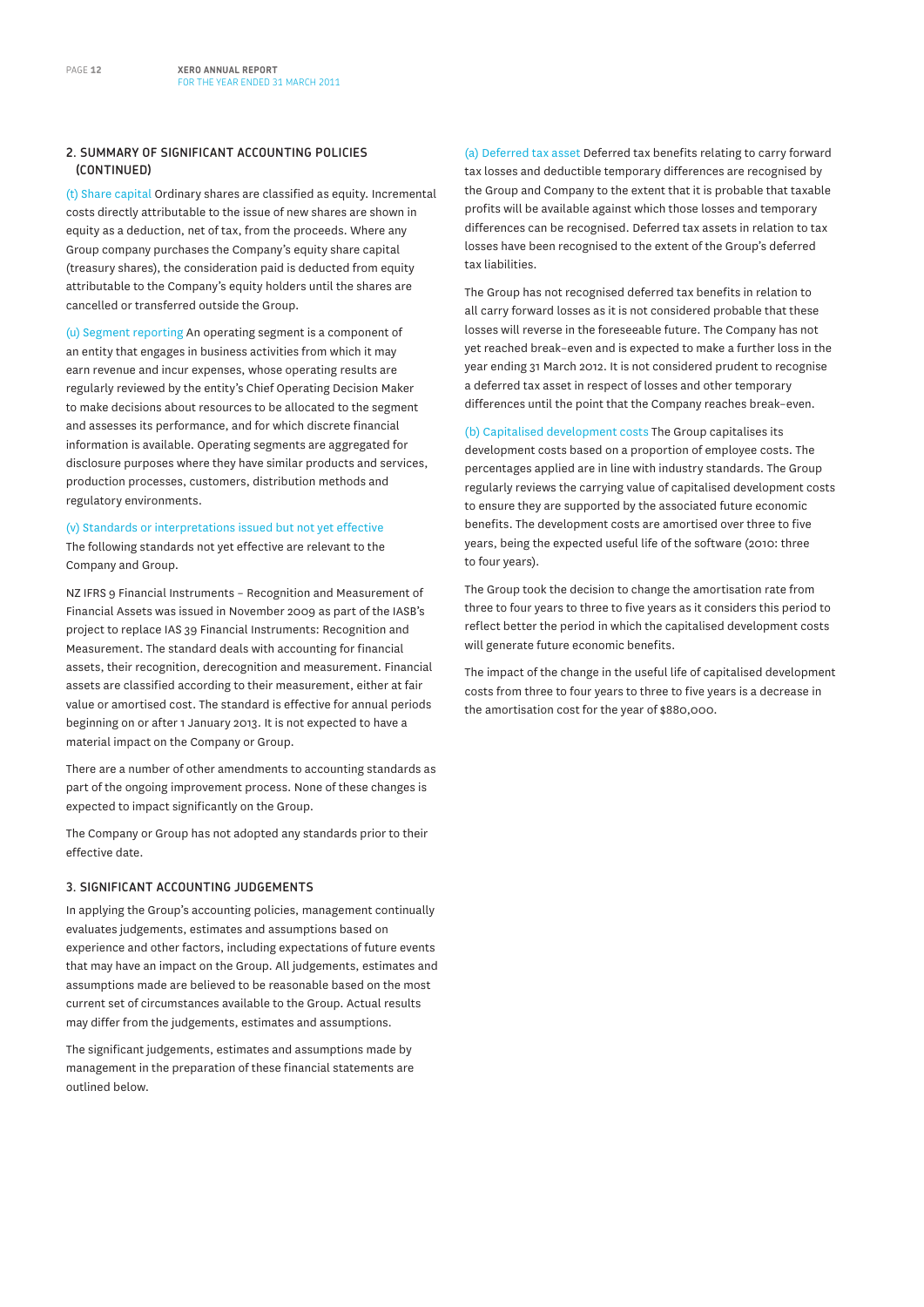## 2. SUMMARY OF SIGNIFICANT ACCOUNTING POLICIES (CONTINUED)

(t) Share capital Ordinary shares are classified as equity. Incremental costs directly attributable to the issue of new shares are shown in equity as a deduction, net of tax, from the proceeds. Where any Group company purchases the Company's equity share capital (treasury shares), the consideration paid is deducted from equity attributable to the Company's equity holders until the shares are cancelled or transferred outside the Group.

(u) Segment reporting An operating segment is a component of an entity that engages in business activities from which it may earn revenue and incur expenses, whose operating results are regularly reviewed by the entity's Chief Operating Decision Maker to make decisions about resources to be allocated to the segment and assesses its performance, and for which discrete financial information is available. Operating segments are aggregated for disclosure purposes where they have similar products and services, production processes, customers, distribution methods and regulatory environments.

(v) Standards or interpretations issued but not yet effective
The following standards not yet effective are relevant to the Company and Group.

NZ IFRS 9 Financial Instruments – Recognition and Measurement of Financial Assets was issued in November 2009 as part of the IASB's project to replace IAS 39 Financial Instruments: Recognition and Measurement. The standard deals with accounting for financial assets, their recognition, derecognition and measurement. Financial assets are classified according to their measurement, either at fair value or amortised cost. The standard is effective for annual periods beginning on or after 1 January 2013. It is not expected to have a material impact on the Company or Group.

There are a number of other amendments to accounting standards as part of the ongoing improvement process. None of these changes is expected to impact significantly on the Group.

The Company or Group has not adopted any standards prior to their effective date.

## 3. SIGNIFICANT ACCOUNTING JUDGEMENTS

In applying the Group's accounting policies, management continually evaluates judgements, estimates and assumptions based on experience and other factors, including expectations of future events that may have an impact on the Group. All judgements, estimates and assumptions made are believed to be reasonable based on the most current set of circumstances available to the Group. Actual results may differ from the judgements, estimates and assumptions.

The significant judgements, estimates and assumptions made by management in the preparation of these financial statements are outlined below.

(a) Deferred tax asset Deferred tax benefits relating to carry forward tax losses and deductible temporary differences are recognised by the Group and Company to the extent that it is probable that taxable profits will be available against which those losses and temporary differences can be recognised. Deferred tax assets in relation to tax losses have been recognised to the extent of the Group's deferred tax liabilities.

The Group has not recognised deferred tax benefits in relation to all carry forward losses as it is not considered probable that these losses will reverse in the foreseeable future. The Company has not yet reached break-even and is expected to make a further loss in the year ending 31 March 2012. It is not considered prudent to recognise a deferred tax asset in respect of losses and other temporary differences until the point that the Company reaches break-even.

(b) Capitalised development costs The Group capitalises its development costs based on a proportion of employee costs. The percentages applied are in line with industry standards. The Group regularly reviews the carrying value of capitalised development costs to ensure they are supported by the associated future economic benefits. The development costs are amortised over three to five years, being the expected useful life of the software (2010: three to four years).

The Group took the decision to change the amortisation rate from three to four years to three to five years as it considers this period to reflect better the period in which the capitalised development costs will generate future economic benefits.

The impact of the change in the useful life of capitalised development costs from three to four years to three to five years is a decrease in the amortisation cost for the year of $880,000.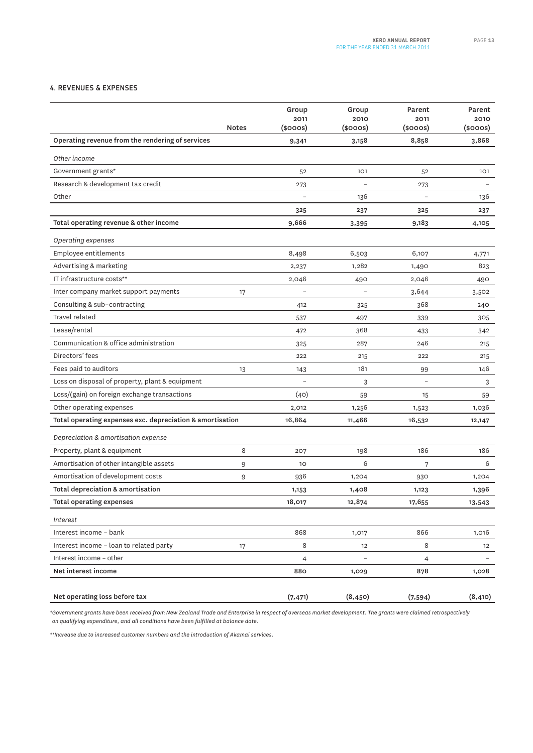## 4. REVENUES & EXPENSES

| | Notes | Group 2011 ($000s) | Group 2010 ($000s) | Parent 2011 ($000s) | Parent 2010 ($000s) |
|---|---|---|---|---|---|
| **Operating revenue from the rendering of services** | | **9,341** | **3,158** | **8,858** | **3,868** |
| *Other income* | | | | | |
| Government grants* | | 52 | 101 | 52 | 101 |
| Research & development tax credit | | 273 | – | 273 | – |
| Other | | – | 136 | – | 136 |
| | | **325** | **237** | **325** | **237** |
| **Total operating revenue & other income** | | **9,666** | **3,395** | **9,183** | **4,105** |
| *Operating expenses* | | | | | |
| Employee entitlements | | 8,498 | 6,503 | 6,107 | 4,771 |
| Advertising & marketing | | 2,237 | 1,282 | 1,490 | 823 |
| IT infrastructure costs** | | 2,046 | 490 | 2,046 | 490 |
| Inter company market support payments | 17 | – | – | 3,644 | 3,502 |
| Consulting & sub-contracting | | 412 | 325 | 368 | 240 |
| Travel related | | 537 | 497 | 339 | 305 |
| Lease/rental | | 472 | 368 | 433 | 342 |
| Communication & office administration | | 325 | 287 | 246 | 215 |
| Directors' fees | | 222 | 215 | 222 | 215 |
| Fees paid to auditors | 13 | 143 | 181 | 99 | 146 |
| Loss on disposal of property, plant & equipment | | – | 3 | – | 3 |
| Loss/(gain) on foreign exchange transactions | | (40) | 59 | 15 | 59 |
| Other operating expenses | | 2,012 | 1,256 | 1,523 | 1,036 |
| **Total operating expenses exc. depreciation & amortisation** | | **16,864** | **11,466** | **16,532** | **12,147** |
| *Depreciation & amortisation expense* | | | | | |
| Property, plant & equipment | 8 | 207 | 198 | 186 | 186 |
| Amortisation of other intangible assets | 9 | 10 | 6 | 7 | 6 |
| Amortisation of development costs | 9 | 936 | 1,204 | 930 | 1,204 |
| **Total depreciation & amortisation** | | **1,153** | **1,408** | **1,123** | **1,396** |
| **Total operating expenses** | | **18,017** | **12,874** | **17,655** | **13,543** |
| *Interest* | | | | | |
| Interest income – bank | | 868 | 1,017 | 866 | 1,016 |
| Interest income – loan to related party | 17 | 8 | 12 | 8 | 12 |
| Interest income – other | | 4 | – | 4 | – |
| **Net interest income** | | **880** | **1,029** | **878** | **1,028** |
| **Net operating loss before tax** | | **(7,471)** | **(8,450)** | **(7,594)** | **(8,410)** |

*\*Government grants have been received from New Zealand Trade and Enterprise in respect of overseas market development. The grants were claimed retrospectively on qualifying expenditure, and all conditions have been fulfilled at balance date.*

*\*\*Increase due to increased customer numbers and the introduction of Akamai services.*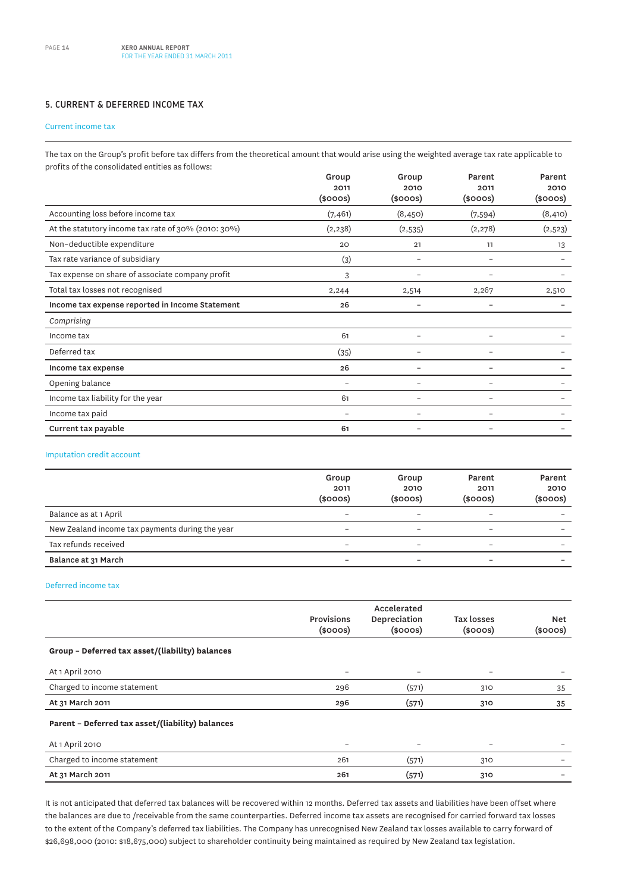## 5. CURRENT & DEFERRED INCOME TAX

### Current income tax

The tax on the Group's profit before tax differs from the theoretical amount that would arise using the weighted average tax rate applicable to profits of the consolidated entities as follows:

| | Group 2011 ($000s) | Group 2010 ($000s) | Parent 2011 ($000s) | Parent 2010 ($000s) |
|---|---|---|---|---|
| Accounting loss before income tax | (7,461) | (8,450) | (7,594) | (8,410) |
| At the statutory income tax rate of 30% (2010: 30%) | (2,238) | (2,535) | (2,278) | (2,523) |
| Non-deductible expenditure | 20 | 21 | 11 | 13 |
| Tax rate variance of subsidiary | (3) | – | – | – |
| Tax expense on share of associate company profit | 3 | – | – | – |
| Total tax losses not recognised | 2,244 | 2,514 | 2,267 | 2,510 |
| **Income tax expense reported in Income Statement** | **26** | **–** | **–** | **–** |
| *Comprising* | | | | |
| Income tax | 61 | – | – | – |
| Deferred tax | (35) | – | – | – |
| **Income tax expense** | **26** | **–** | **–** | **–** |
| Opening balance | – | – | – | – |
| Income tax liability for the year | 61 | – | – | – |
| Income tax paid | – | – | – | – |
| **Current tax payable** | **61** | **–** | **–** | **–** |

### Imputation credit account

| | Group 2011 ($000s) | Group 2010 ($000s) | Parent 2011 ($000s) | Parent 2010 ($000s) |
|---|---|---|---|---|
| Balance as at 1 April | – | – | – | – |
| New Zealand income tax payments during the year | – | – | – | – |
| Tax refunds received | – | – | – | – |
| **Balance at 31 March** | **–** | **–** | **–** | **–** |

### Deferred income tax

| | Provisions ($000s) | Accelerated Depreciation ($000s) | Tax losses ($000s) | Net ($000s) |
|---|---|---|---|---|
| **Group – Deferred tax asset/(liability) balances** | | | | |
| At 1 April 2010 | – | – | – | – |
| Charged to income statement | 296 | (571) | 310 | 35 |
| **At 31 March 2011** | **296** | **(571)** | **310** | **35** |
| **Parent – Deferred tax asset/(liability) balances** | | | | |
| At 1 April 2010 | – | – | – | – |
| Charged to income statement | 261 | (571) | 310 | – |
| **At 31 March 2011** | **261** | **(571)** | **310** | **–** |

It is not anticipated that deferred tax balances will be recovered within 12 months. Deferred tax assets and liabilities have been offset where the balances are due to /receivable from the same counterparties. Deferred income tax assets are recognised for carried forward tax losses to the extent of the Company's deferred tax liabilities. The Company has unrecognised New Zealand tax losses available to carry forward of $26,698,000 (2010: $18,675,000) subject to shareholder continuity being maintained as required by New Zealand tax legislation.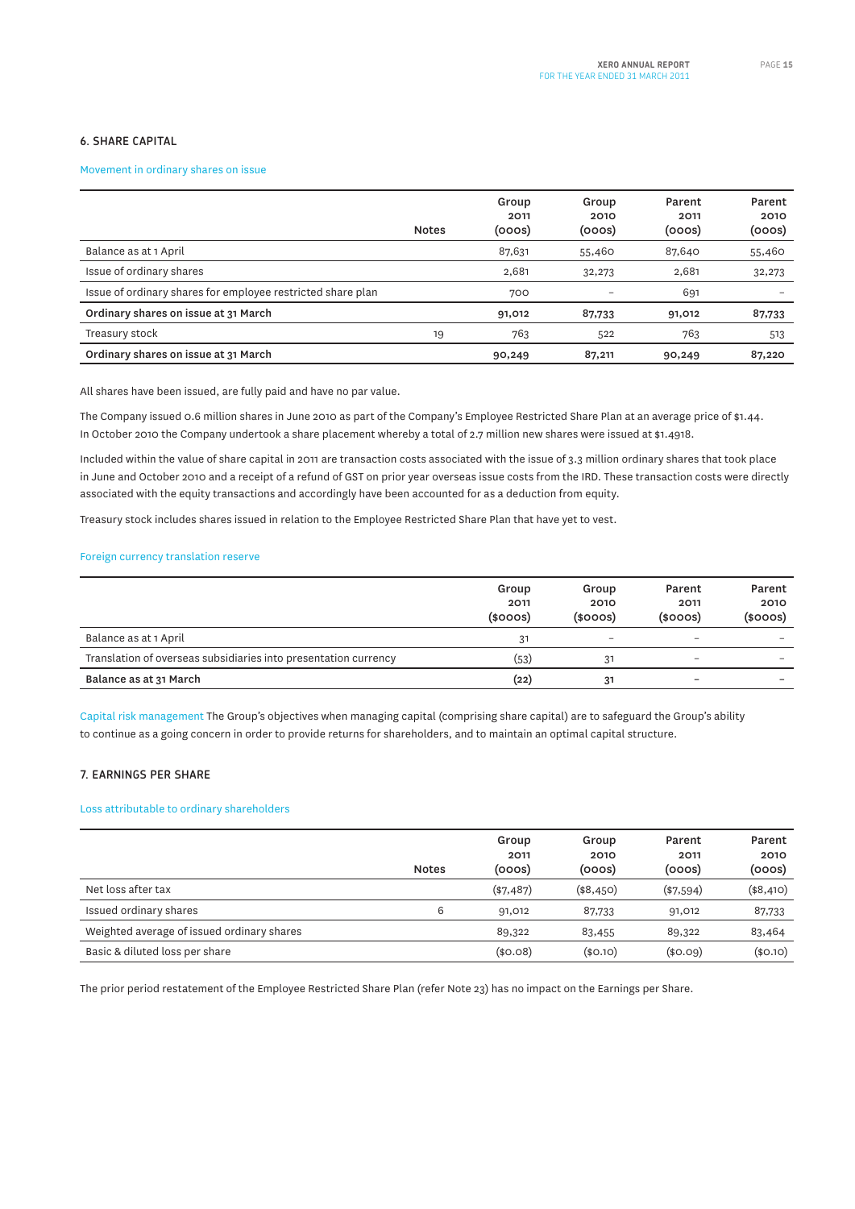### 6. SHARE CAPITAL

Movement in ordinary shares on issue

| | Notes | Group 2011 (000s) | Group 2010 (000s) | Parent 2011 (000s) | Parent 2010 (000s) |
|---|---|---|---|---|---|
| Balance as at 1 April | | 87,631 | 55,460 | 87,640 | 55,460 |
| Issue of ordinary shares | | 2,681 | 32,273 | 2,681 | 32,273 |
| Issue of ordinary shares for employee restricted share plan | | 700 | – | 691 | – |
| **Ordinary shares on issue at 31 March** | | **91,012** | **87,733** | **91,012** | **87,733** |
| Treasury stock | 19 | 763 | 522 | 763 | 513 |
| **Ordinary shares on issue at 31 March** | | **90,249** | **87,211** | **90,249** | **87,220** |

All shares have been issued, are fully paid and have no par value.

The Company issued 0.6 million shares in June 2010 as part of the Company's Employee Restricted Share Plan at an average price of $1.44. In October 2010 the Company undertook a share placement whereby a total of 2.7 million new shares were issued at $1.4918.

Included within the value of share capital in 2011 are transaction costs associated with the issue of 3.3 million ordinary shares that took place in June and October 2010 and a receipt of a refund of GST on prior year overseas issue costs from the IRD. These transaction costs were directly associated with the equity transactions and accordingly have been accounted for as a deduction from equity.

Treasury stock includes shares issued in relation to the Employee Restricted Share Plan that have yet to vest.

Foreign currency translation reserve

| | Group 2011 ($000s) | Group 2010 ($000s) | Parent 2011 ($000s) | Parent 2010 ($000s) |
|---|---|---|---|---|
| Balance as at 1 April | 31 | – | – | – |
| Translation of overseas subsidiaries into presentation currency | (53) | 31 | – | – |
| **Balance as at 31 March** | **(22)** | **31** | – | – |

Capital risk management The Group's objectives when managing capital (comprising share capital) are to safeguard the Group's ability to continue as a going concern in order to provide returns for shareholders, and to maintain an optimal capital structure.

### 7. EARNINGS PER SHARE

Loss attributable to ordinary shareholders

| | Notes | Group 2011 (000s) | Group 2010 (000s) | Parent 2011 (000s) | Parent 2010 (000s) |
|---|---|---|---|---|---|
| Net loss after tax | | ($7,487) | ($8,450) | ($7,594) | ($8,410) |
| Issued ordinary shares | 6 | 91,012 | 87,733 | 91,012 | 87,733 |
| Weighted average of issued ordinary shares | | 89,322 | 83,455 | 89,322 | 83,464 |
| Basic & diluted loss per share | | ($0.08) | ($0.10) | ($0.09) | ($0.10) |

The prior period restatement of the Employee Restricted Share Plan (refer Note 23) has no impact on the Earnings per Share.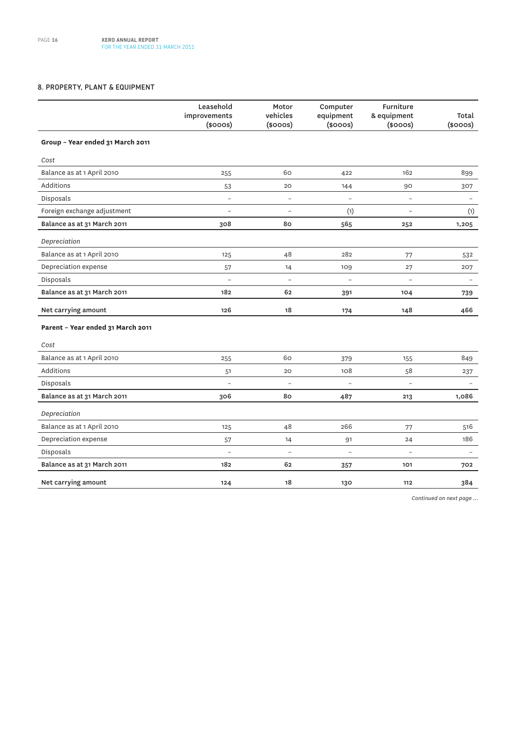## 8. PROPERTY, PLANT & EQUIPMENT

| | Leasehold improvements ($000s) | Motor vehicles ($000s) | Computer equipment ($000s) | Furniture & equipment ($000s) | Total ($000s) |
|---|---|---|---|---|---|
| **Group – Year ended 31 March 2011** | | | | | |
| *Cost* | | | | | |
| Balance as at 1 April 2010 | 255 | 60 | 422 | 162 | 899 |
| Additions | 53 | 20 | 144 | 90 | 307 |
| Disposals | – | – | – | – | – |
| Foreign exchange adjustment | – | – | (1) | – | (1) |
| **Balance as at 31 March 2011** | **308** | **80** | **565** | **252** | **1,205** |
| *Depreciation* | | | | | |
| Balance as at 1 April 2010 | 125 | 48 | 282 | 77 | 532 |
| Depreciation expense | 57 | 14 | 109 | 27 | 207 |
| Disposals | – | – | – | – | – |
| **Balance as at 31 March 2011** | **182** | **62** | **391** | **104** | **739** |
| **Net carrying amount** | **126** | **18** | **174** | **148** | **466** |
| **Parent – Year ended 31 March 2011** | | | | | |
| *Cost* | | | | | |
| Balance as at 1 April 2010 | 255 | 60 | 379 | 155 | 849 |
| Additions | 51 | 20 | 108 | 58 | 237 |
| Disposals | – | – | – | – | – |
| **Balance as at 31 March 2011** | **306** | **80** | **487** | **213** | **1,086** |
| *Depreciation* | | | | | |
| Balance as at 1 April 2010 | 125 | 48 | 266 | 77 | 516 |
| Depreciation expense | 57 | 14 | 91 | 24 | 186 |
| Disposals | – | – | – | – | – |
| **Balance as at 31 March 2011** | **182** | **62** | **357** | **101** | **702** |
| **Net carrying amount** | **124** | **18** | **130** | **112** | **384** |

*Continued on next page ...*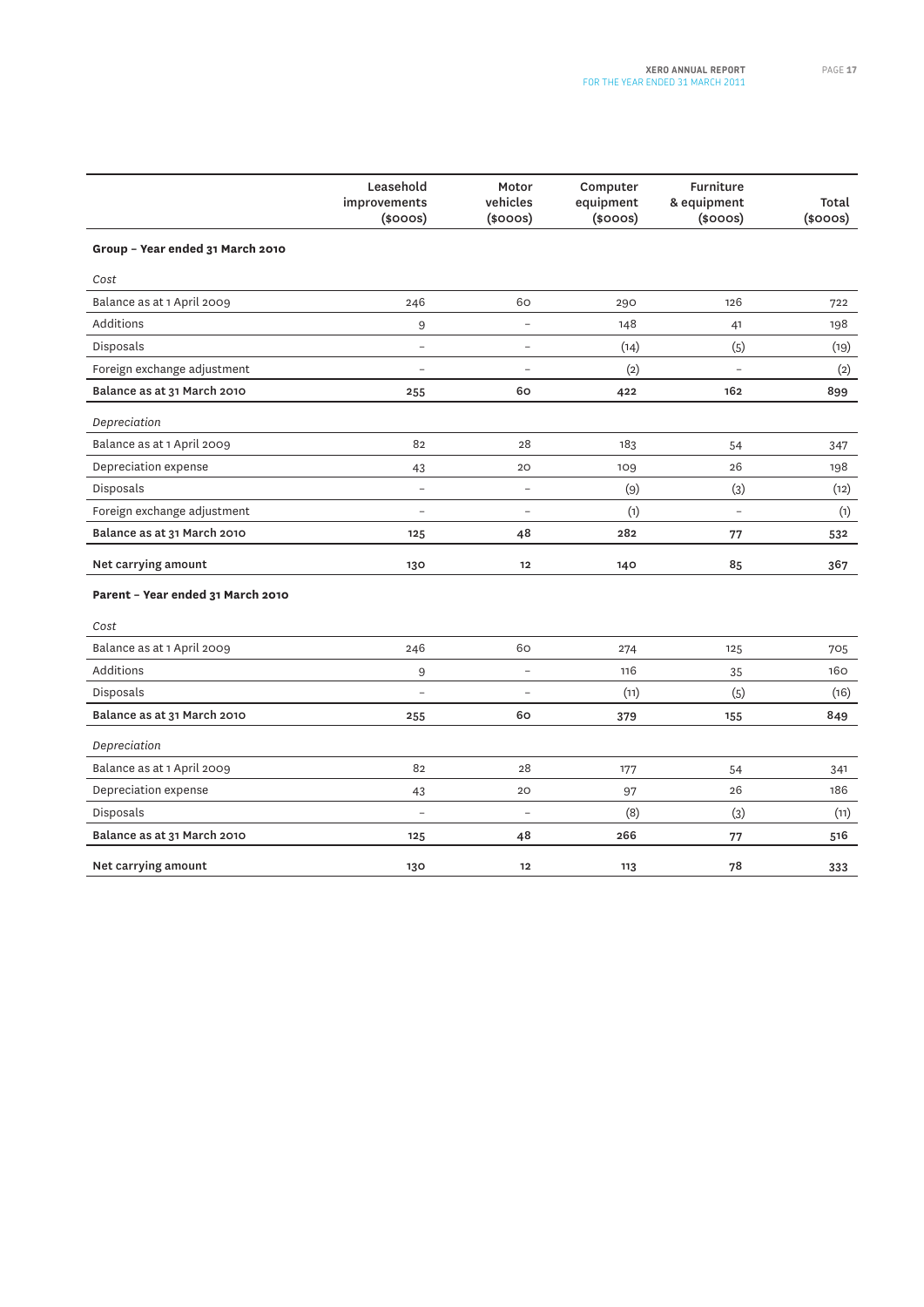| | Leasehold improvements ($000s) | Motor vehicles ($000s) | Computer equipment ($000s) | Furniture & equipment ($000s) | Total ($000s) |
|---|---|---|---|---|---|
| **Group – Year ended 31 March 2010** | | | | | |
| *Cost* | | | | | |
| Balance as at 1 April 2009 | 246 | 60 | 290 | 126 | 722 |
| Additions | 9 | – | 148 | 41 | 198 |
| Disposals | – | – | (14) | (5) | (19) |
| Foreign exchange adjustment | – | – | (2) | – | (2) |
| **Balance as at 31 March 2010** | **255** | **60** | **422** | **162** | **899** |
| *Depreciation* | | | | | |
| Balance as at 1 April 2009 | 82 | 28 | 183 | 54 | 347 |
| Depreciation expense | 43 | 20 | 109 | 26 | 198 |
| Disposals | – | – | (9) | (3) | (12) |
| Foreign exchange adjustment | – | – | (1) | – | (1) |
| **Balance as at 31 March 2010** | **125** | **48** | **282** | **77** | **532** |
| **Net carrying amount** | **130** | **12** | **140** | **85** | **367** |
| **Parent – Year ended 31 March 2010** | | | | | |
| *Cost* | | | | | |
| Balance as at 1 April 2009 | 246 | 60 | 274 | 125 | 705 |
| Additions | 9 | – | 116 | 35 | 160 |
| Disposals | – | – | (11) | (5) | (16) |
| **Balance as at 31 March 2010** | **255** | **60** | **379** | **155** | **849** |
| *Depreciation* | | | | | |
| Balance as at 1 April 2009 | 82 | 28 | 177 | 54 | 341 |
| Depreciation expense | 43 | 20 | 97 | 26 | 186 |
| Disposals | – | – | (8) | (3) | (11) |
| **Balance as at 31 March 2010** | **125** | **48** | **266** | **77** | **516** |
| **Net carrying amount** | **130** | **12** | **113** | **78** | **333** |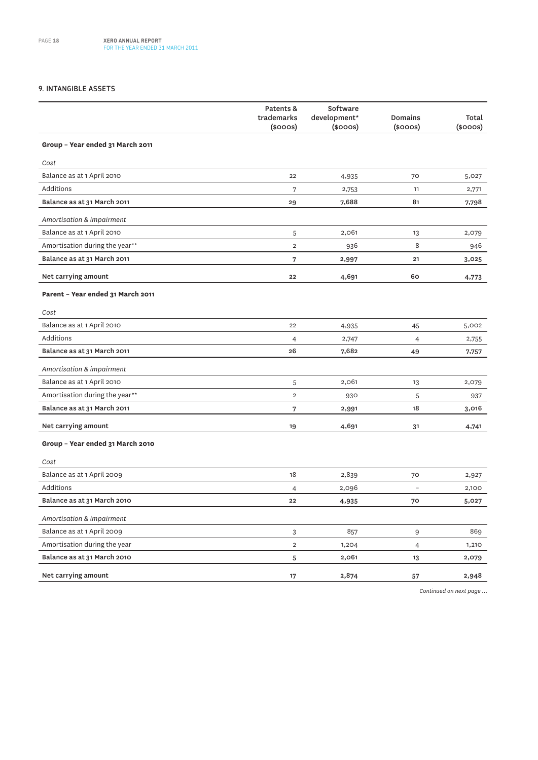## 9. INTANGIBLE ASSETS

| | Patents & trademarks ($000s) | Software development* ($000s) | Domains ($000s) | Total ($000s) |
|---|---|---|---|---|
| **Group – Year ended 31 March 2011** | | | | |
| *Cost* | | | | |
| Balance as at 1 April 2010 | 22 | 4,935 | 70 | 5,027 |
| Additions | 7 | 2,753 | 11 | 2,771 |
| **Balance as at 31 March 2011** | **29** | **7,688** | **81** | **7,798** |
| *Amortisation & impairment* | | | | |
| Balance as at 1 April 2010 | 5 | 2,061 | 13 | 2,079 |
| Amortisation during the year** | 2 | 936 | 8 | 946 |
| **Balance as at 31 March 2011** | **7** | **2,997** | **21** | **3,025** |
| **Net carrying amount** | **22** | **4,691** | **60** | **4,773** |
| **Parent – Year ended 31 March 2011** | | | | |
| *Cost* | | | | |
| Balance as at 1 April 2010 | 22 | 4,935 | 45 | 5,002 |
| Additions | 4 | 2,747 | 4 | 2,755 |
| **Balance as at 31 March 2011** | **26** | **7,682** | **49** | **7,757** |
| *Amortisation & impairment* | | | | |
| Balance as at 1 April 2010 | 5 | 2,061 | 13 | 2,079 |
| Amortisation during the year** | 2 | 930 | 5 | 937 |
| **Balance as at 31 March 2011** | **7** | **2,991** | **18** | **3,016** |
| **Net carrying amount** | **19** | **4,691** | **31** | **4,741** |
| **Group – Year ended 31 March 2010** | | | | |
| *Cost* | | | | |
| Balance as at 1 April 2009 | 18 | 2,839 | 70 | 2,927 |
| Additions | 4 | 2,096 | – | 2,100 |
| **Balance as at 31 March 2010** | **22** | **4,935** | **70** | **5,027** |
| *Amortisation & impairment* | | | | |
| Balance as at 1 April 2009 | 3 | 857 | 9 | 869 |
| Amortisation during the year | 2 | 1,204 | 4 | 1,210 |
| **Balance as at 31 March 2010** | **5** | **2,061** | **13** | **2,079** |
| **Net carrying amount** | **17** | **2,874** | **57** | **2,948** |

*Continued on next page ...*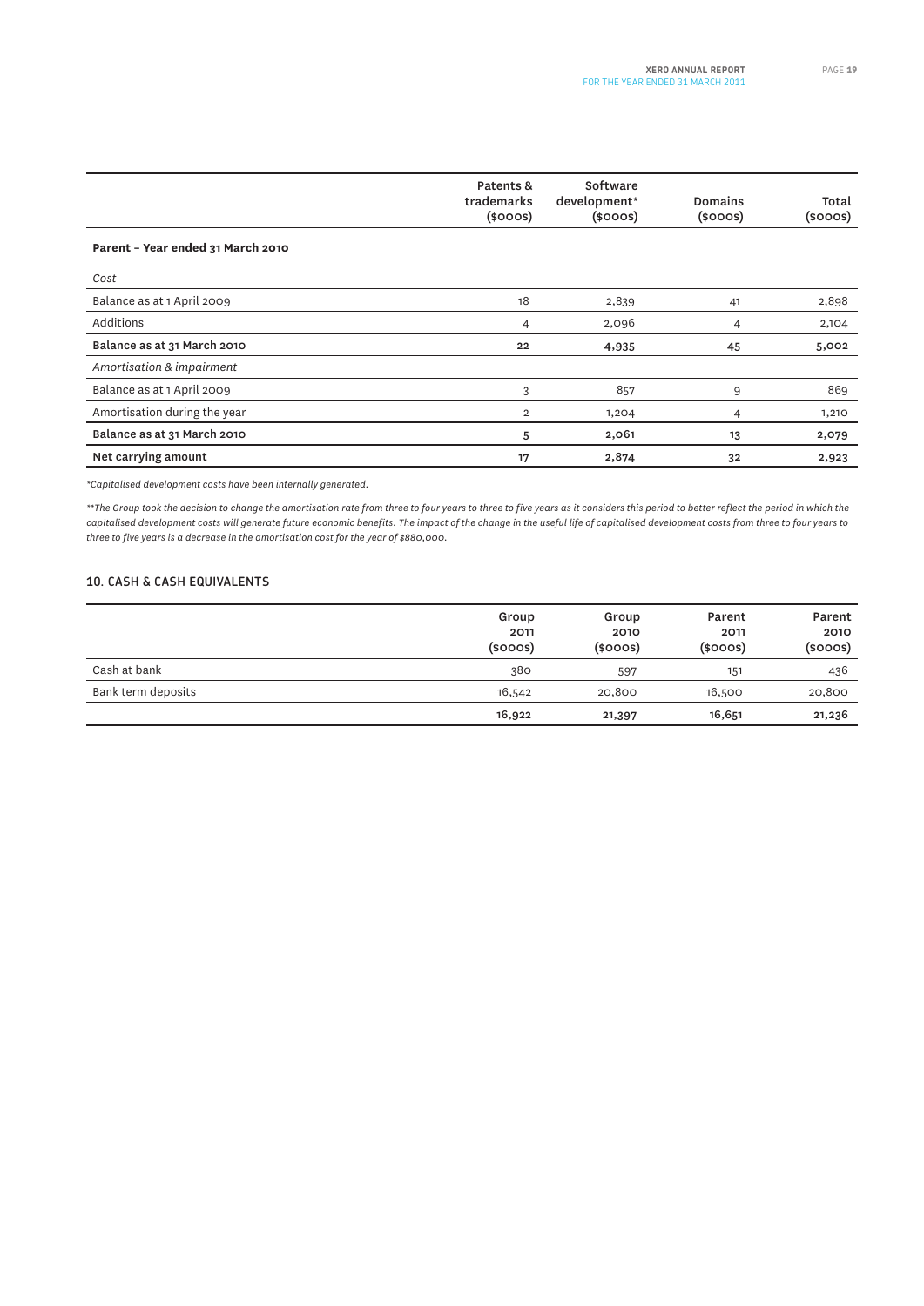| | Patents & trademarks ($000s) | Software development* ($000s) | Domains ($000s) | Total ($000s) |
|---|---|---|---|---|
| **Parent – Year ended 31 March 2010** | | | | |
| *Cost* | | | | |
| Balance as at 1 April 2009 | 18 | 2,839 | 41 | 2,898 |
| Additions | 4 | 2,096 | 4 | 2,104 |
| **Balance as at 31 March 2010** | **22** | **4,935** | **45** | **5,002** |
| *Amortisation & impairment* | | | | |
| Balance as at 1 April 2009 | 3 | 857 | 9 | 869 |
| Amortisation during the year | 2 | 1,204 | 4 | 1,210 |
| **Balance as at 31 March 2010** | **5** | **2,061** | **13** | **2,079** |
| **Net carrying amount** | **17** | **2,874** | **32** | **2,923** |

*\*Capitalised development costs have been internally generated.*

*\*\*The Group took the decision to change the amortisation rate from three to four years to three to five years as it considers this period to better reflect the period in which the capitalised development costs will generate future economic benefits. The impact of the change in the useful life of capitalised development costs from three to four years to three to five years is a decrease in the amortisation cost for the year of $880,000.*

## 10. CASH & CASH EQUIVALENTS

| | Group 2011 ($000s) | Group 2010 ($000s) | Parent 2011 ($000s) | Parent 2010 ($000s) |
|---|---|---|---|---|
| Cash at bank | 380 | 597 | 151 | 436 |
| Bank term deposits | 16,542 | 20,800 | 16,500 | 20,800 |
| | **16,922** | **21,397** | **16,651** | **21,236** |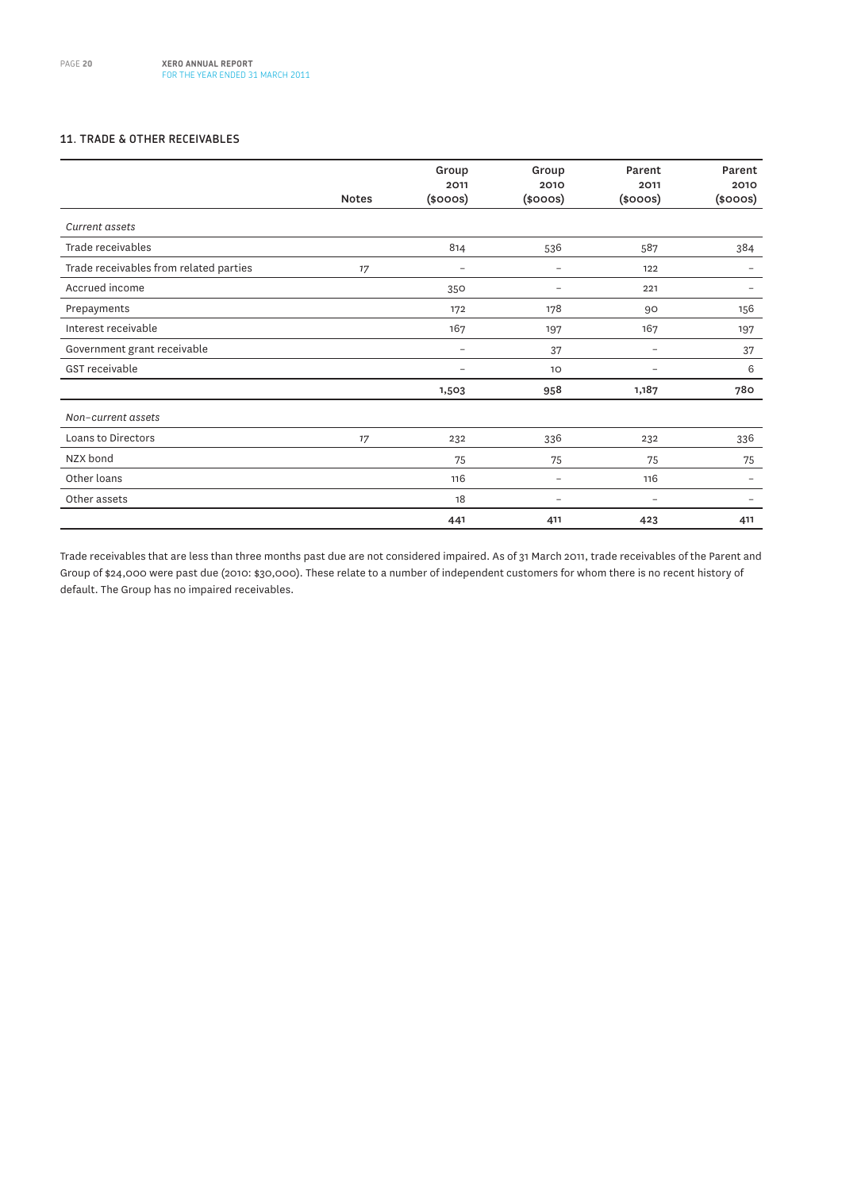## 11. TRADE & OTHER RECEIVABLES

| | Notes | Group 2011 ($000s) | Group 2010 ($000s) | Parent 2011 ($000s) | Parent 2010 ($000s) |
|---|---|---|---|---|---|
| *Current assets* | | | | | |
| Trade receivables | | 814 | 536 | 587 | 384 |
| Trade receivables from related parties | 17 | – | – | 122 | – |
| Accrued income | | 350 | – | 221 | – |
| Prepayments | | 172 | 178 | 90 | 156 |
| Interest receivable | | 167 | 197 | 167 | 197 |
| Government grant receivable | | – | 37 | – | 37 |
| GST receivable | | – | 10 | – | 6 |
| | | **1,503** | **958** | **1,187** | **780** |
| *Non-current assets* | | | | | |
| Loans to Directors | 17 | 232 | 336 | 232 | 336 |
| NZX bond | | 75 | 75 | 75 | 75 |
| Other loans | | 116 | – | 116 | – |
| Other assets | | 18 | – | – | – |
| | | **441** | **411** | **423** | **411** |

Trade receivables that are less than three months past due are not considered impaired. As of 31 March 2011, trade receivables of the Parent and Group of $24,000 were past due (2010: $30,000). These relate to a number of independent customers for whom there is no recent history of default. The Group has no impaired receivables.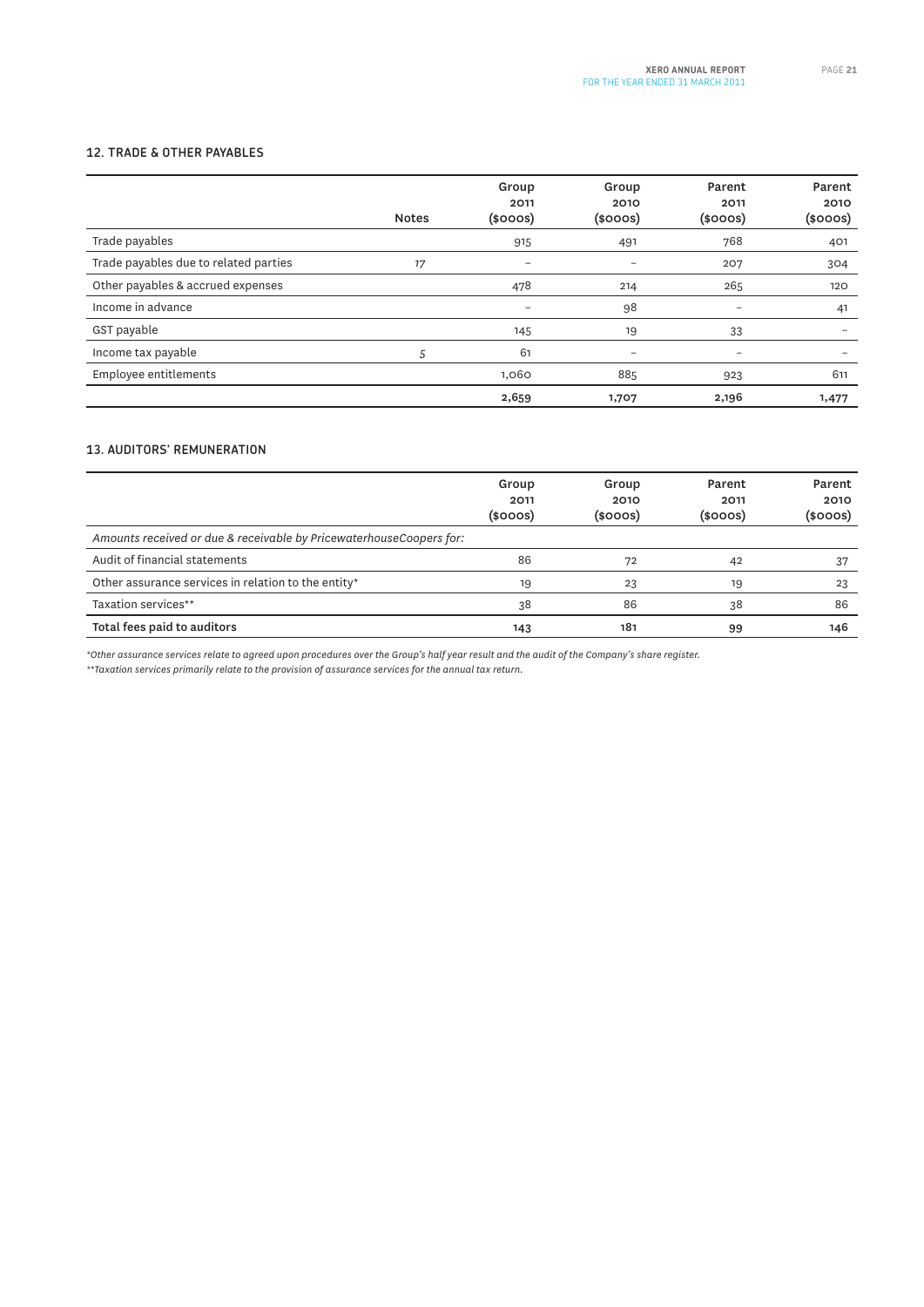## 12. TRADE & OTHER PAYABLES

| | Notes | Group 2011 ($000s) | Group 2010 ($000s) | Parent 2011 ($000s) | Parent 2010 ($000s) |
|---|---|---|---|---|---|
| Trade payables | | 915 | 491 | 768 | 401 |
| Trade payables due to related parties | 17 | – | – | 207 | 304 |
| Other payables & accrued expenses | | 478 | 214 | 265 | 120 |
| Income in advance | | – | 98 | – | 41 |
| GST payable | | 145 | 19 | 33 | – |
| Income tax payable | 5 | 61 | – | – | – |
| Employee entitlements | | 1,060 | 885 | 923 | 611 |
| | | **2,659** | **1,707** | **2,196** | **1,477** |

## 13. AUDITORS' REMUNERATION

| | Group 2011 ($000s) | Group 2010 ($000s) | Parent 2011 ($000s) | Parent 2010 ($000s) |
|---|---|---|---|---|
| *Amounts received or due & receivable by PricewaterhouseCoopers for:* | | | | |
| Audit of financial statements | 86 | 72 | 42 | 37 |
| Other assurance services in relation to the entity* | 19 | 23 | 19 | 23 |
| Taxation services** | 38 | 86 | 38 | 86 |
| **Total fees paid to auditors** | **143** | **181** | **99** | **146** |

*\*Other assurance services relate to agreed upon procedures over the Group's half year result and the audit of the Company's share register.*

*\*\*Taxation services primarily relate to the provision of assurance services for the annual tax return.*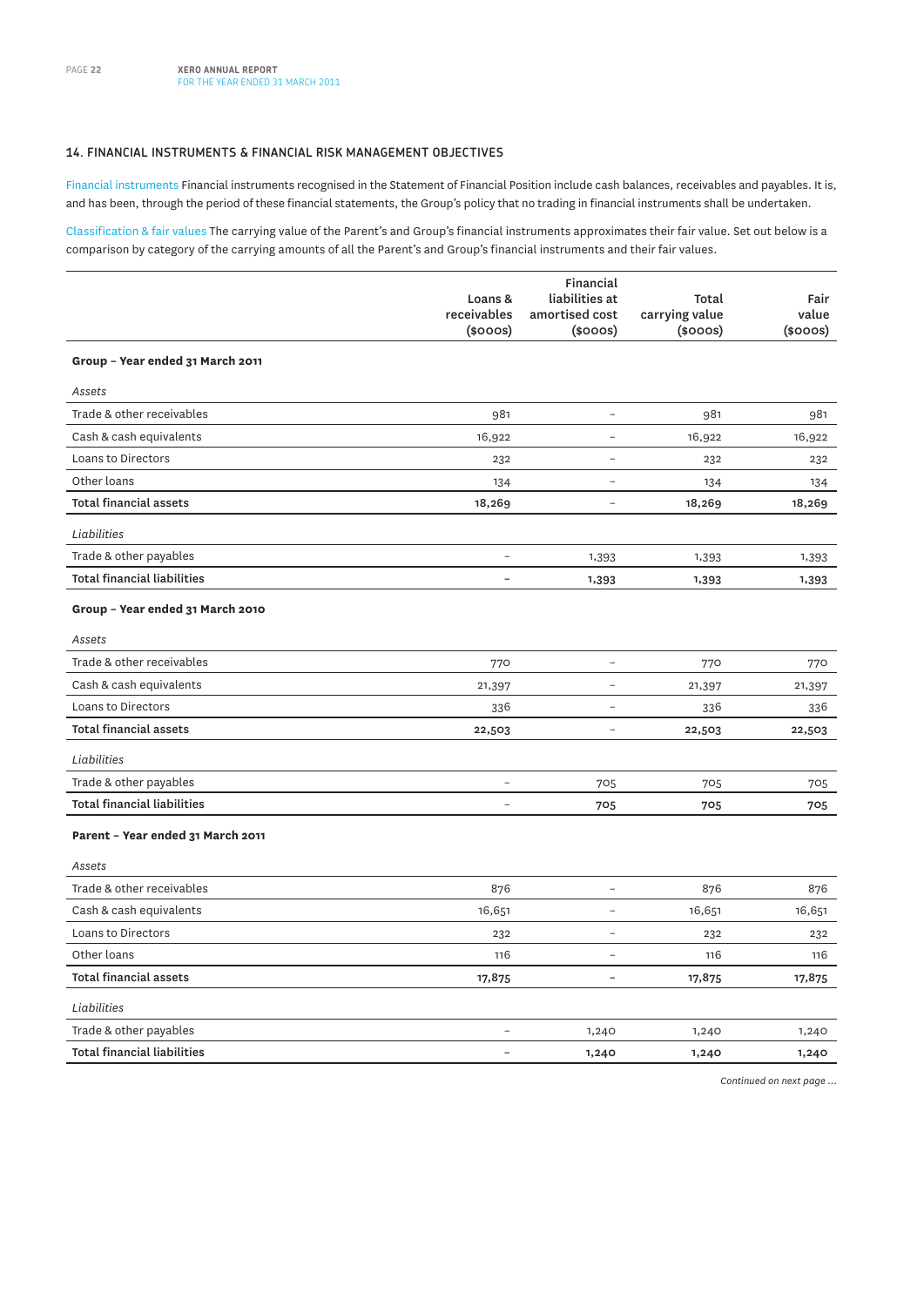## 14. FINANCIAL INSTRUMENTS & FINANCIAL RISK MANAGEMENT OBJECTIVES

Financial instruments Financial instruments recognised in the Statement of Financial Position include cash balances, receivables and payables. It is, and has been, through the period of these financial statements, the Group's policy that no trading in financial instruments shall be undertaken.

Classification & fair values The carrying value of the Parent's and Group's financial instruments approximates their fair value. Set out below is a comparison by category of the carrying amounts of all the Parent's and Group's financial instruments and their fair values.

| | Loans & receivables ($000s) | Financial liabilities at amortised cost ($000s) | Total carrying value ($000s) | Fair value ($000s) |
|---|---|---|---|---|
| **Group – Year ended 31 March 2011** | | | | |
| *Assets* | | | | |
| Trade & other receivables | 981 | – | 981 | 981 |
| Cash & cash equivalents | 16,922 | – | 16,922 | 16,922 |
| Loans to Directors | 232 | – | 232 | 232 |
| Other loans | 134 | – | 134 | 134 |
| **Total financial assets** | **18,269** | – | **18,269** | **18,269** |
| *Liabilities* | | | | |
| Trade & other payables | – | 1,393 | 1,393 | 1,393 |
| **Total financial liabilities** | – | **1,393** | **1,393** | **1,393** |
| **Group – Year ended 31 March 2010** | | | | |
| *Assets* | | | | |
| Trade & other receivables | 770 | – | 770 | 770 |
| Cash & cash equivalents | 21,397 | – | 21,397 | 21,397 |
| Loans to Directors | 336 | – | 336 | 336 |
| **Total financial assets** | **22,503** | – | **22,503** | **22,503** |
| *Liabilities* | | | | |
| Trade & other payables | – | 705 | 705 | 705 |
| **Total financial liabilities** | – | **705** | **705** | **705** |
| **Parent – Year ended 31 March 2011** | | | | |
| *Assets* | | | | |
| Trade & other receivables | 876 | – | 876 | 876 |
| Cash & cash equivalents | 16,651 | – | 16,651 | 16,651 |
| Loans to Directors | 232 | – | 232 | 232 |
| Other loans | 116 | – | 116 | 116 |
| **Total financial assets** | **17,875** | – | **17,875** | **17,875** |
| *Liabilities* | | | | |
| Trade & other payables | – | 1,240 | 1,240 | 1,240 |
| **Total financial liabilities** | – | **1,240** | **1,240** | **1,240** |

*Continued on next page ...*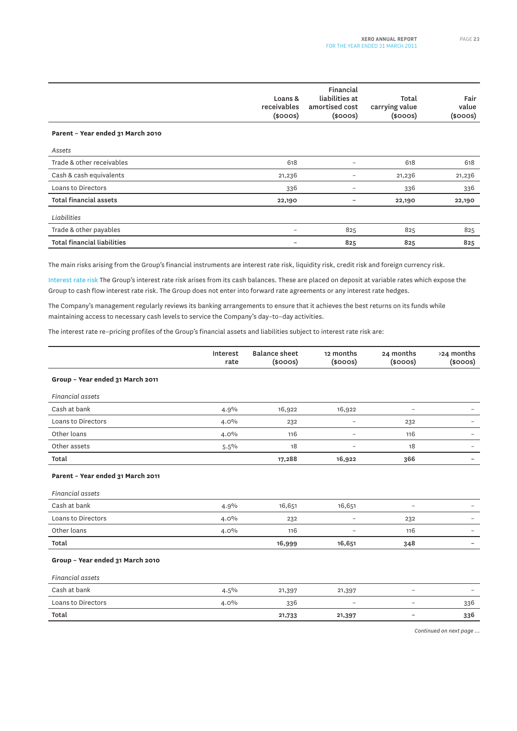| | Loans & receivables ($000s) | Financial liabilities at amortised cost ($000s) | Total carrying value ($000s) | Fair value ($000s) |
|---|---|---|---|---|
| **Parent – Year ended 31 March 2010** | | | | |
| *Assets* | | | | |
| Trade & other receivables | 618 | – | 618 | 618 |
| Cash & cash equivalents | 21,236 | – | 21,236 | 21,236 |
| Loans to Directors | 336 | – | 336 | 336 |
| **Total financial assets** | **22,190** | **–** | **22,190** | **22,190** |
| *Liabilities* | | | | |
| Trade & other payables | – | 825 | 825 | 825 |
| **Total financial liabilities** | **–** | **825** | **825** | **825** |

The main risks arising from the Group's financial instruments are interest rate risk, liquidity risk, credit risk and foreign currency risk.

Interest rate risk The Group's interest rate risk arises from its cash balances. These are placed on deposit at variable rates which expose the Group to cash flow interest rate risk. The Group does not enter into forward rate agreements or any interest rate hedges.

The Company's management regularly reviews its banking arrangements to ensure that it achieves the best returns on its funds while maintaining access to necessary cash levels to service the Company's day-to-day activities.

The interest rate re-pricing profiles of the Group's financial assets and liabilities subject to interest rate risk are:

| | Interest rate | Balance sheet ($000s) | 12 months ($000s) | 24 months ($000s) | >24 months ($000s) |
|---|---|---|---|---|---|
| **Group – Year ended 31 March 2011** | | | | | |
| *Financial assets* | | | | | |
| Cash at bank | 4.9% | 16,922 | 16,922 | – | – |
| Loans to Directors | 4.0% | 232 | – | 232 | – |
| Other loans | 4.0% | 116 | – | 116 | – |
| Other assets | 5.5% | 18 | – | 18 | – |
| **Total** | | **17,288** | **16,922** | **366** | **–** |
| **Parent – Year ended 31 March 2011** | | | | | |
| *Financial assets* | | | | | |
| Cash at bank | 4.9% | 16,651 | 16,651 | – | – |
| Loans to Directors | 4.0% | 232 | – | 232 | – |
| Other loans | 4.0% | 116 | – | 116 | – |
| **Total** | | **16,999** | **16,651** | **348** | **–** |
| **Group – Year ended 31 March 2010** | | | | | |
| *Financial assets* | | | | | |
| Cash at bank | 4.5% | 21,397 | 21,397 | – | – |
| Loans to Directors | 4.0% | 336 | – | – | 336 |
| **Total** | | **21,733** | **21,397** | **–** | **336** |

*Continued on next page ...*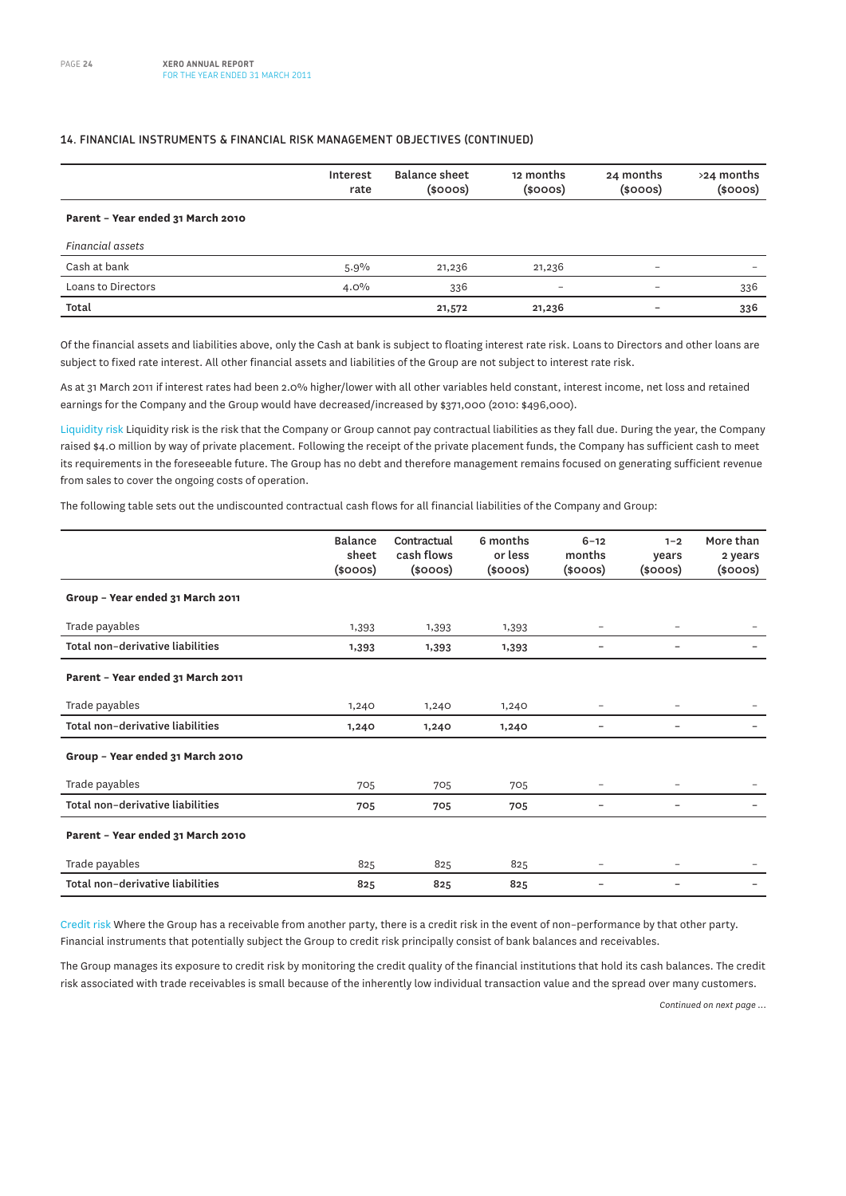## 14. FINANCIAL INSTRUMENTS & FINANCIAL RISK MANAGEMENT OBJECTIVES (CONTINUED)

| | Interest rate | Balance sheet ($000s) | 12 months ($000s) | 24 months ($000s) | >24 months ($000s) |
|---|---|---|---|---|---|
| **Parent – Year ended 31 March 2010** | | | | | |
| *Financial assets* | | | | | |
| Cash at bank | 5.9% | 21,236 | 21,236 | – | – |
| Loans to Directors | 4.0% | 336 | – | – | 336 |
| **Total** | | **21,572** | **21,236** | **–** | **336** |

Of the financial assets and liabilities above, only the Cash at bank is subject to floating interest rate risk. Loans to Directors and other loans are subject to fixed rate interest. All other financial assets and liabilities of the Group are not subject to interest rate risk.

As at 31 March 2011 if interest rates had been 2.0% higher/lower with all other variables held constant, interest income, net loss and retained earnings for the Company and the Group would have decreased/increased by $371,000 (2010: $496,000).

Liquidity risk Liquidity risk is the risk that the Company or Group cannot pay contractual liabilities as they fall due. During the year, the Company raised $4.0 million by way of private placement. Following the receipt of the private placement funds, the Company has sufficient cash to meet its requirements in the foreseeable future. The Group has no debt and therefore management remains focused on generating sufficient revenue from sales to cover the ongoing costs of operation.

The following table sets out the undiscounted contractual cash flows for all financial liabilities of the Company and Group:

| | Balance sheet ($000s) | Contractual cash flows ($000s) | 6 months or less ($000s) | 6–12 months ($000s) | 1–2 years ($000s) | More than 2 years ($000s) |
|---|---|---|---|---|---|---|
| **Group – Year ended 31 March 2011** | | | | | | |
| Trade payables | 1,393 | 1,393 | 1,393 | – | – | – |
| **Total non-derivative liabilities** | **1,393** | **1,393** | **1,393** | **–** | **–** | **–** |
| **Parent – Year ended 31 March 2011** | | | | | | |
| Trade payables | 1,240 | 1,240 | 1,240 | – | – | – |
| **Total non-derivative liabilities** | **1,240** | **1,240** | **1,240** | **–** | **–** | **–** |
| **Group – Year ended 31 March 2010** | | | | | | |
| Trade payables | 705 | 705 | 705 | – | – | – |
| **Total non-derivative liabilities** | **705** | **705** | **705** | **–** | **–** | **–** |
| **Parent – Year ended 31 March 2010** | | | | | | |
| Trade payables | 825 | 825 | 825 | – | – | – |
| **Total non-derivative liabilities** | **825** | **825** | **825** | **–** | **–** | **–** |

Credit risk Where the Group has a receivable from another party, there is a credit risk in the event of non-performance by that other party. Financial instruments that potentially subject the Group to credit risk principally consist of bank balances and receivables.

The Group manages its exposure to credit risk by monitoring the credit quality of the financial institutions that hold its cash balances. The credit risk associated with trade receivables is small because of the inherently low individual transaction value and the spread over many customers.

*Continued on next page ...*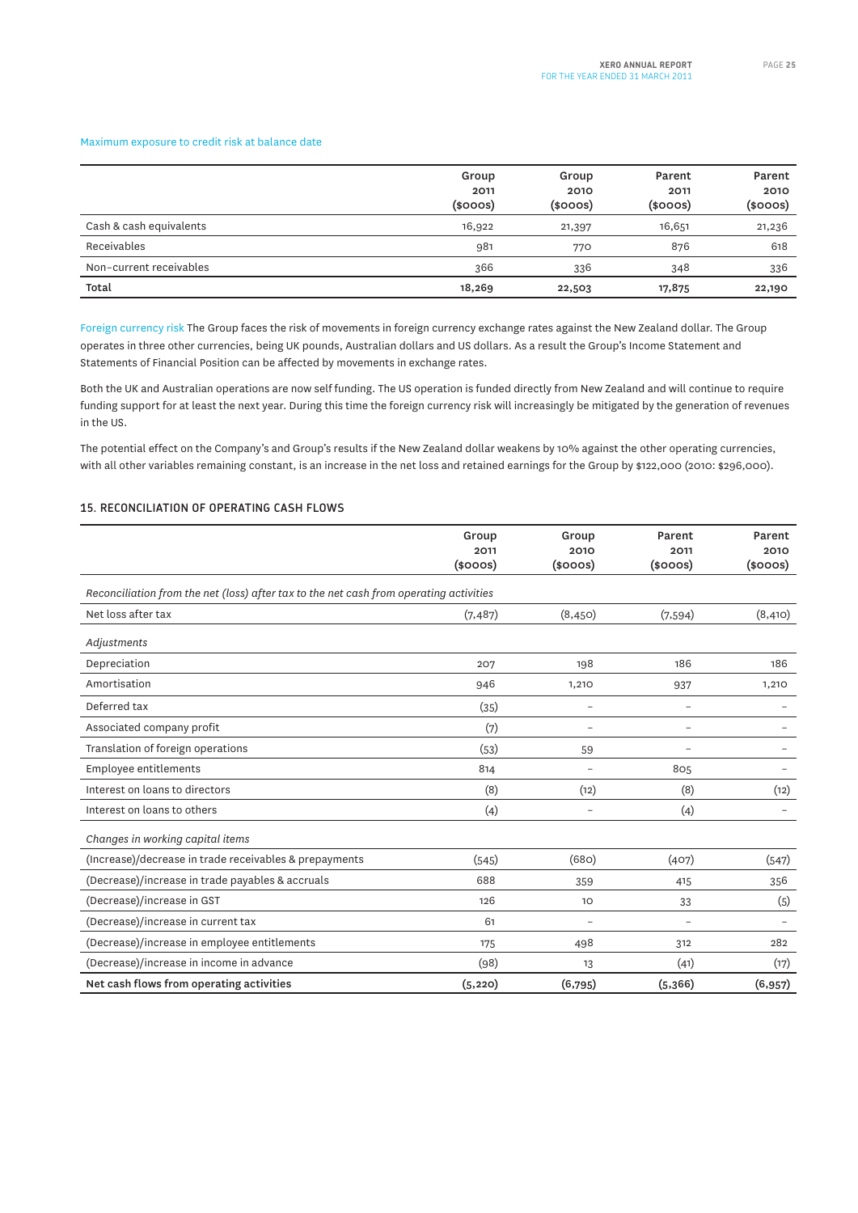Maximum exposure to credit risk at balance date

| | Group 2011 ($000s) | Group 2010 ($000s) | Parent 2011 ($000s) | Parent 2010 ($000s) |
|---|---|---|---|---|
| Cash & cash equivalents | 16,922 | 21,397 | 16,651 | 21,236 |
| Receivables | 981 | 770 | 876 | 618 |
| Non-current receivables | 366 | 336 | 348 | 336 |
| **Total** | **18,269** | **22,503** | **17,875** | **22,190** |

Foreign currency risk The Group faces the risk of movements in foreign currency exchange rates against the New Zealand dollar. The Group operates in three other currencies, being UK pounds, Australian dollars and US dollars. As a result the Group's Income Statement and Statements of Financial Position can be affected by movements in exchange rates.

Both the UK and Australian operations are now self funding. The US operation is funded directly from New Zealand and will continue to require funding support for at least the next year. During this time the foreign currency risk will increasingly be mitigated by the generation of revenues in the US.

The potential effect on the Company's and Group's results if the New Zealand dollar weakens by 10% against the other operating currencies, with all other variables remaining constant, is an increase in the net loss and retained earnings for the Group by $122,000 (2010: $296,000).

## 15. RECONCILIATION OF OPERATING CASH FLOWS

| | Group 2011 ($000s) | Group 2010 ($000s) | Parent 2011 ($000s) | Parent 2010 ($000s) |
|---|---|---|---|---|
| *Reconciliation from the net (loss) after tax to the net cash from operating activities* | | | | |
| Net loss after tax | (7,487) | (8,450) | (7,594) | (8,410) |
| *Adjustments* | | | | |
| Depreciation | 207 | 198 | 186 | 186 |
| Amortisation | 946 | 1,210 | 937 | 1,210 |
| Deferred tax | (35) | – | – | – |
| Associated company profit | (7) | – | – | – |
| Translation of foreign operations | (53) | 59 | – | – |
| Employee entitlements | 814 | – | 805 | – |
| Interest on loans to directors | (8) | (12) | (8) | (12) |
| Interest on loans to others | (4) | – | (4) | – |
| *Changes in working capital items* | | | | |
| (Increase)/decrease in trade receivables & prepayments | (545) | (680) | (407) | (547) |
| (Decrease)/increase in trade payables & accruals | 688 | 359 | 415 | 356 |
| (Decrease)/increase in GST | 126 | 10 | 33 | (5) |
| (Decrease)/increase in current tax | 61 | – | – | – |
| (Decrease)/increase in employee entitlements | 175 | 498 | 312 | 282 |
| (Decrease)/increase in income in advance | (98) | 13 | (41) | (17) |
| **Net cash flows from operating activities** | **(5,220)** | **(6,795)** | **(5,366)** | **(6,957)** |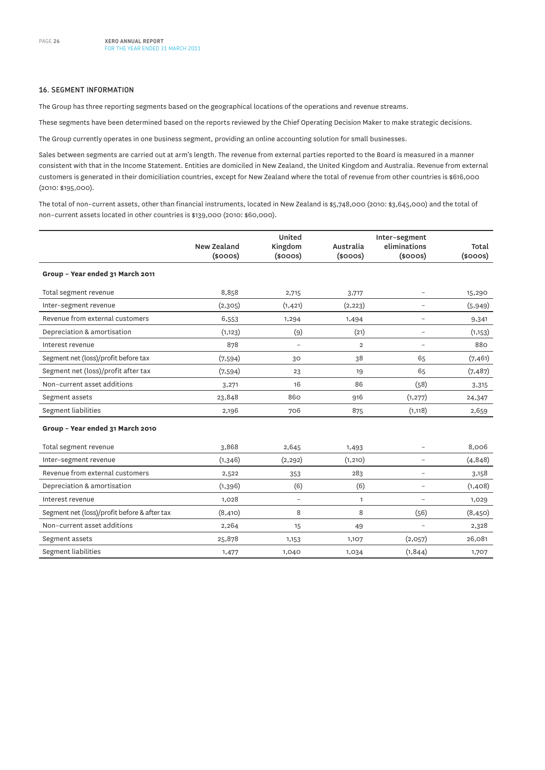## 16. SEGMENT INFORMATION

The Group has three reporting segments based on the geographical locations of the operations and revenue streams.

These segments have been determined based on the reports reviewed by the Chief Operating Decision Maker to make strategic decisions.

The Group currently operates in one business segment, providing an online accounting solution for small businesses.

Sales between segments are carried out at arm's length. The revenue from external parties reported to the Board is measured in a manner consistent with that in the Income Statement. Entities are domiciled in New Zealand, the United Kingdom and Australia. Revenue from external customers is generated in their domiciliation countries, except for New Zealand where the total of revenue from other countries is $616,000 (2010: $195,000).

The total of non-current assets, other than financial instruments, located in New Zealand is $5,748,000 (2010: $3,645,000) and the total of non-current assets located in other countries is $139,000 (2010: $60,000).

| | New Zealand ($000s) | United Kingdom ($000s) | Australia ($000s) | Inter-segment eliminations ($000s) | Total ($000s) |
|---|---|---|---|---|---|
| **Group – Year ended 31 March 2011** | | | | | |
| Total segment revenue | 8,858 | 2,715 | 3,717 | – | 15,290 |
| Inter-segment revenue | (2,305) | (1,421) | (2,223) | – | (5,949) |
| Revenue from external customers | 6,553 | 1,294 | 1,494 | – | 9,341 |
| Depreciation & amortisation | (1,123) | (9) | (21) | – | (1,153) |
| Interest revenue | 878 | – | 2 | – | 880 |
| Segment net (loss)/profit before tax | (7,594) | 30 | 38 | 65 | (7,461) |
| Segment net (loss)/profit after tax | (7,594) | 23 | 19 | 65 | (7,487) |
| Non-current asset additions | 3,271 | 16 | 86 | (58) | 3,315 |
| Segment assets | 23,848 | 860 | 916 | (1,277) | 24,347 |
| Segment liabilities | 2,196 | 706 | 875 | (1,118) | 2,659 |
| **Group – Year ended 31 March 2010** | | | | | |
| Total segment revenue | 3,868 | 2,645 | 1,493 | – | 8,006 |
| Inter-segment revenue | (1,346) | (2,292) | (1,210) | – | (4,848) |
| Revenue from external customers | 2,522 | 353 | 283 | – | 3,158 |
| Depreciation & amortisation | (1,396) | (6) | (6) | – | (1,408) |
| Interest revenue | 1,028 | – | 1 | – | 1,029 |
| Segment net (loss)/profit before & after tax | (8,410) | 8 | 8 | (56) | (8,450) |
| Non-current asset additions | 2,264 | 15 | 49 | – | 2,328 |
| Segment assets | 25,878 | 1,153 | 1,107 | (2,057) | 26,081 |
| Segment liabilities | 1,477 | 1,040 | 1,034 | (1,844) | 1,707 |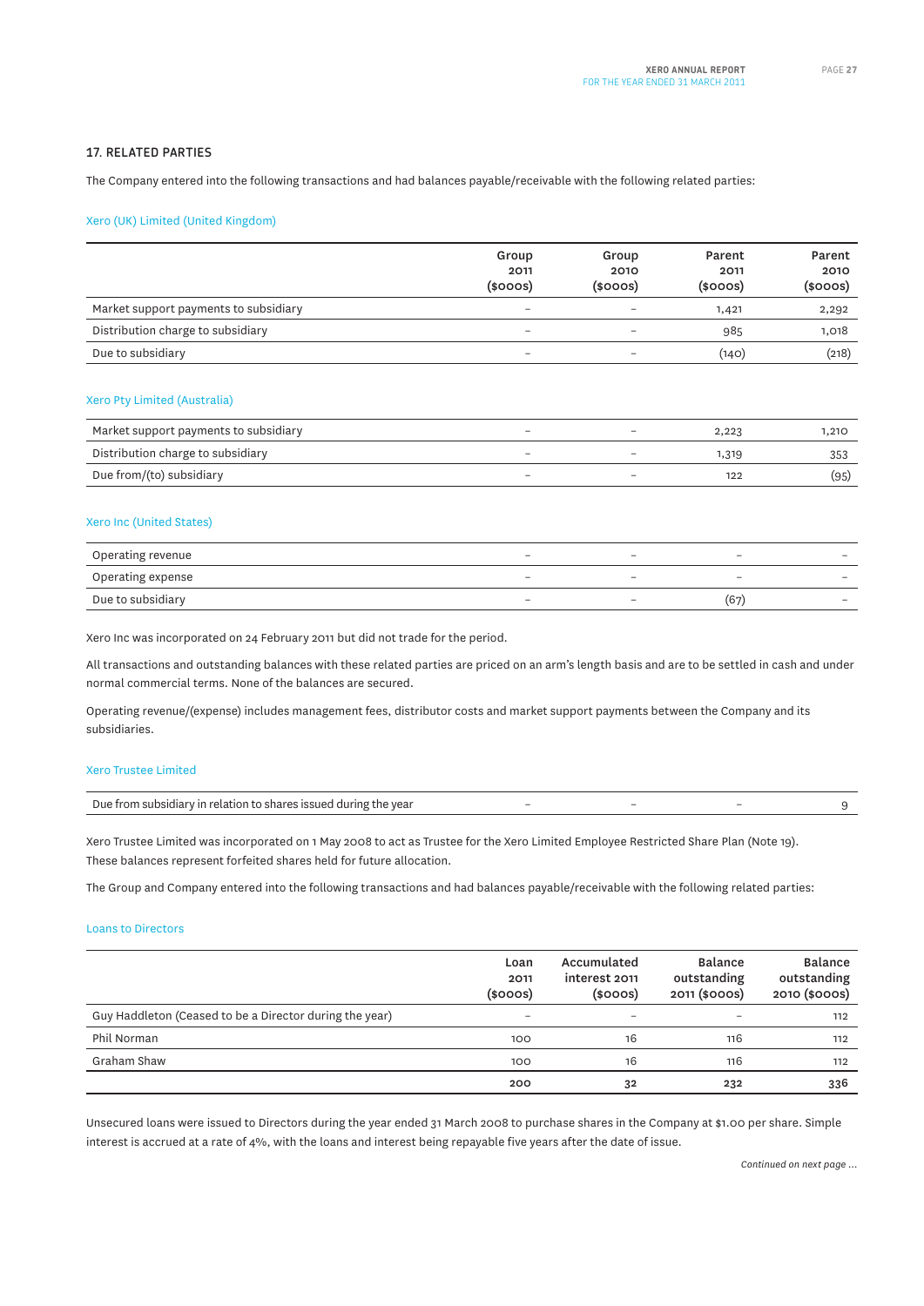## 17. RELATED PARTIES

The Company entered into the following transactions and had balances payable/receivable with the following related parties:

### Xero (UK) Limited (United Kingdom)

| | Group 2011 ($000s) | Group 2010 ($000s) | Parent 2011 ($000s) | Parent 2010 ($000s) |
|---|---|---|---|---|
| Market support payments to subsidiary | – | – | 1,421 | 2,292 |
| Distribution charge to subsidiary | – | – | 985 | 1,018 |
| Due to subsidiary | – | – | (140) | (218) |

### Xero Pty Limited (Australia)

| | Group 2011 ($000s) | Group 2010 ($000s) | Parent 2011 ($000s) | Parent 2010 ($000s) |
|---|---|---|---|---|
| Market support payments to subsidiary | – | – | 2,223 | 1,210 |
| Distribution charge to subsidiary | – | – | 1,319 | 353 |
| Due from/(to) subsidiary | – | – | 122 | (95) |

### Xero Inc (United States)

| | Group 2011 ($000s) | Group 2010 ($000s) | Parent 2011 ($000s) | Parent 2010 ($000s) |
|---|---|---|---|---|
| Operating revenue | – | – | – | – |
| Operating expense | – | – | – | – |
| Due to subsidiary | – | – | (67) | – |

Xero Inc was incorporated on 24 February 2011 but did not trade for the period.

All transactions and outstanding balances with these related parties are priced on an arm's length basis and are to be settled in cash and under normal commercial terms. None of the balances are secured.

Operating revenue/(expense) includes management fees, distributor costs and market support payments between the Company and its subsidiaries.

### Xero Trustee Limited

| | Group 2011 ($000s) | Group 2010 ($000s) | Parent 2011 ($000s) | Parent 2010 ($000s) |
|---|---|---|---|---|
| Due from subsidiary in relation to shares issued during the year | – | – | – | 9 |

Xero Trustee Limited was incorporated on 1 May 2008 to act as Trustee for the Xero Limited Employee Restricted Share Plan (Note 19). These balances represent forfeited shares held for future allocation.

The Group and Company entered into the following transactions and had balances payable/receivable with the following related parties:

### Loans to Directors

| | Loan 2011 ($000s) | Accumulated interest 2011 ($000s) | Balance outstanding 2011 ($000s) | Balance outstanding 2010 ($000s) |
|---|---|---|---|---|
| Guy Haddleton (Ceased to be a Director during the year) | – | – | – | 112 |
| Phil Norman | 100 | 16 | 116 | 112 |
| Graham Shaw | 100 | 16 | 116 | 112 |
| | **200** | **32** | **232** | **336** |

Unsecured loans were issued to Directors during the year ended 31 March 2008 to purchase shares in the Company at $1.00 per share. Simple interest is accrued at a rate of 4%, with the loans and interest being repayable five years after the date of issue.

*Continued on next page ...*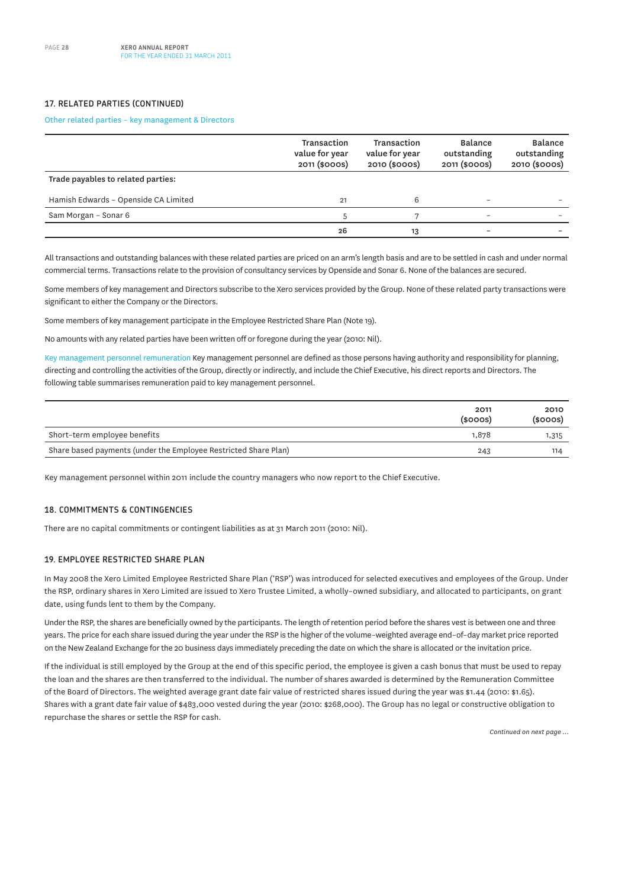## 17. RELATED PARTIES (CONTINUED)

### Other related parties – key management & Directors

| | Transaction value for year 2011 ($000s) | Transaction value for year 2010 ($000s) | Balance outstanding 2011 ($000s) | Balance outstanding 2010 ($000s) |
|---|---|---|---|---|
| **Trade payables to related parties:** | | | | |
| Hamish Edwards – Openside CA Limited | 21 | 6 | – | – |
| Sam Morgan – Sonar 6 | 5 | 7 | – | – |
| | **26** | **13** | **–** | **–** |

All transactions and outstanding balances with these related parties are priced on an arm's length basis and are to be settled in cash and under normal commercial terms. Transactions relate to the provision of consultancy services by Openside and Sonar 6. None of the balances are secured.

Some members of key management and Directors subscribe to the Xero services provided by the Group. None of these related party transactions were significant to either the Company or the Directors.

Some members of key management participate in the Employee Restricted Share Plan (Note 19).

No amounts with any related parties have been written off or foregone during the year (2010: Nil).

Key management personnel remuneration Key management personnel are defined as those persons having authority and responsibility for planning, directing and controlling the activities of the Group, directly or indirectly, and include the Chief Executive, his direct reports and Directors. The following table summarises remuneration paid to key management personnel.

| | 2011 ($000s) | 2010 ($000s) |
|---|---|---|
| Short-term employee benefits | 1,878 | 1,315 |
| Share based payments (under the Employee Restricted Share Plan) | 243 | 114 |

Key management personnel within 2011 include the country managers who now report to the Chief Executive.

## 18. COMMITMENTS & CONTINGENCIES

There are no capital commitments or contingent liabilities as at 31 March 2011 (2010: Nil).

## 19. EMPLOYEE RESTRICTED SHARE PLAN

In May 2008 the Xero Limited Employee Restricted Share Plan ('RSP') was introduced for selected executives and employees of the Group. Under the RSP, ordinary shares in Xero Limited are issued to Xero Trustee Limited, a wholly-owned subsidiary, and allocated to participants, on grant date, using funds lent to them by the Company.

Under the RSP, the shares are beneficially owned by the participants. The length of retention period before the shares vest is between one and three years. The price for each share issued during the year under the RSP is the higher of the volume-weighted average end-of-day market price reported on the New Zealand Exchange for the 20 business days immediately preceding the date on which the share is allocated or the invitation price.

If the individual is still employed by the Group at the end of this specific period, the employee is given a cash bonus that must be used to repay the loan and the shares are then transferred to the individual. The number of shares awarded is determined by the Remuneration Committee of the Board of Directors. The weighted average grant date fair value of restricted shares issued during the year was $1.44 (2010: $1.65). Shares with a grant date fair value of $483,000 vested during the year (2010: $268,000). The Group has no legal or constructive obligation to repurchase the shares or settle the RSP for cash.

*Continued on next page ...*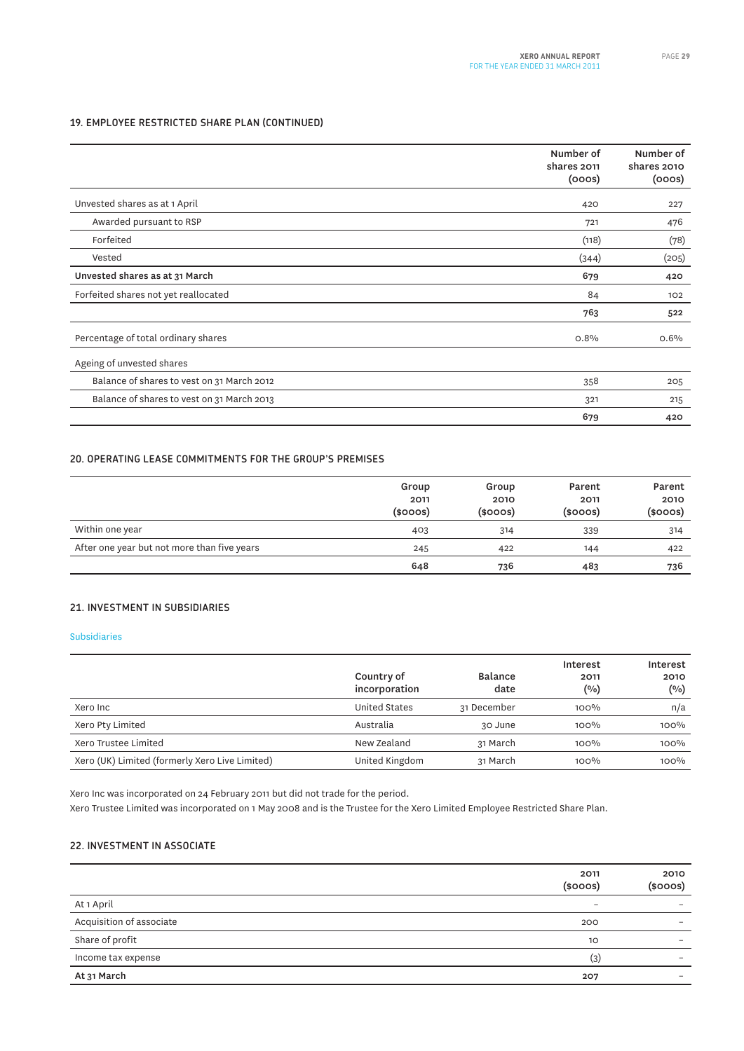## 19. EMPLOYEE RESTRICTED SHARE PLAN (CONTINUED)

| | Number of shares 2011 (000s) | Number of shares 2010 (000s) |
|---|---|---|
| Unvested shares as at 1 April | 420 | 227 |
| Awarded pursuant to RSP | 721 | 476 |
| Forfeited | (118) | (78) |
| Vested | (344) | (205) |
| **Unvested shares as at 31 March** | **679** | **420** |
| Forfeited shares not yet reallocated | 84 | 102 |
| | **763** | **522** |
| Percentage of total ordinary shares | 0.8% | 0.6% |
| Ageing of unvested shares | | |
| Balance of shares to vest on 31 March 2012 | 358 | 205 |
| Balance of shares to vest on 31 March 2013 | 321 | 215 |
| | **679** | **420** |

## 20. OPERATING LEASE COMMITMENTS FOR THE GROUP'S PREMISES

| | Group 2011 ($000s) | Group 2010 ($000s) | Parent 2011 ($000s) | Parent 2010 ($000s) |
|---|---|---|---|---|
| Within one year | 403 | 314 | 339 | 314 |
| After one year but not more than five years | 245 | 422 | 144 | 422 |
| | **648** | **736** | **483** | **736** |

## 21. INVESTMENT IN SUBSIDIARIES

Subsidiaries

| | Country of incorporation | Balance date | Interest 2011 (%) | Interest 2010 (%) |
|---|---|---|---|---|
| Xero Inc | United States | 31 December | 100% | n/a |
| Xero Pty Limited | Australia | 30 June | 100% | 100% |
| Xero Trustee Limited | New Zealand | 31 March | 100% | 100% |
| Xero (UK) Limited (formerly Xero Live Limited) | United Kingdom | 31 March | 100% | 100% |

Xero Inc was incorporated on 24 February 2011 but did not trade for the period.
Xero Trustee Limited was incorporated on 1 May 2008 and is the Trustee for the Xero Limited Employee Restricted Share Plan.

## 22. INVESTMENT IN ASSOCIATE

| | 2011 ($000s) | 2010 ($000s) |
|---|---|---|
| At 1 April | – | – |
| Acquisition of associate | 200 | – |
| Share of profit | 10 | – |
| Income tax expense | (3) | – |
| **At 31 March** | **207** | – |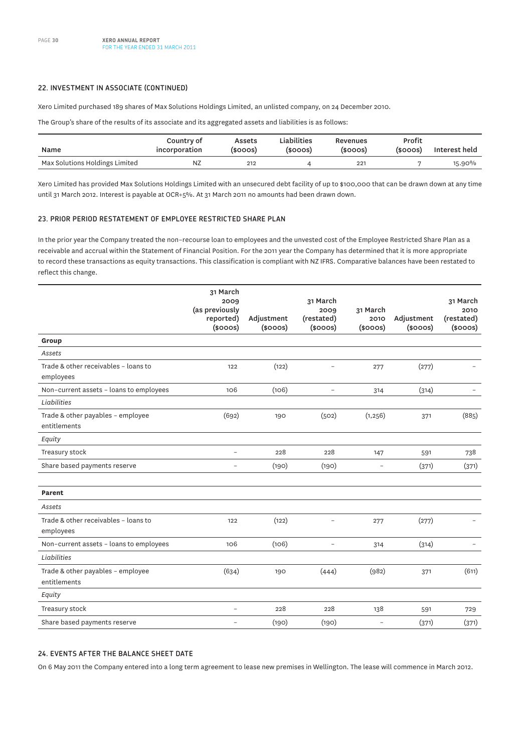## 22. INVESTMENT IN ASSOCIATE (CONTINUED)

Xero Limited purchased 189 shares of Max Solutions Holdings Limited, an unlisted company, on 24 December 2010.

The Group's share of the results of its associate and its aggregated assets and liabilities is as follows:

| Name | Country of incorporation | Assets ($000s) | Liabilities ($000s) | Revenues ($000s) | Profit ($000s) | Interest held |
|---|---|---|---|---|---|---|
| Max Solutions Holdings Limited | NZ | 212 | 4 | 221 | 7 | 15.90% |

Xero Limited has provided Max Solutions Holdings Limited with an unsecured debt facility of up to $100,000 that can be drawn down at any time until 31 March 2012. Interest is payable at OCR+5%. At 31 March 2011 no amounts had been drawn down.

## 23. PRIOR PERIOD RESTATEMENT OF EMPLOYEE RESTRICTED SHARE PLAN

In the prior year the Company treated the non-recourse loan to employees and the unvested cost of the Employee Restricted Share Plan as a receivable and accrual within the Statement of Financial Position. For the 2011 year the Company has determined that it is more appropriate to record these transactions as equity transactions. This classification is compliant with NZ IFRS. Comparative balances have been restated to reflect this change.

| | 31 March 2009 (as previously reported) ($000s) | Adjustment ($000s) | 31 March 2009 (restated) ($000s) | 31 March 2010 ($000s) | Adjustment ($000s) | 31 March 2010 (restated) ($000s) |
|---|---|---|---|---|---|---|
| **Group** | | | | | | |
| *Assets* | | | | | | |
| Trade & other receivables - loans to employees | 122 | (122) | - | 277 | (277) | - |
| Non-current assets - loans to employees | 106 | (106) | - | 314 | (314) | - |
| *Liabilities* | | | | | | |
| Trade & other payables - employee entitlements | (692) | 190 | (502) | (1,256) | 371 | (885) |
| *Equity* | | | | | | |
| Treasury stock | - | 228 | 228 | 147 | 591 | 738 |
| Share based payments reserve | - | (190) | (190) | - | (371) | (371) |
| **Parent** | | | | | | |
| *Assets* | | | | | | |
| Trade & other receivables - loans to employees | 122 | (122) | - | 277 | (277) | - |
| Non-current assets - loans to employees | 106 | (106) | - | 314 | (314) | - |
| *Liabilities* | | | | | | |
| Trade & other payables - employee entitlements | (634) | 190 | (444) | (982) | 371 | (611) |
| *Equity* | | | | | | |
| Treasury stock | - | 228 | 228 | 138 | 591 | 729 |
| Share based payments reserve | - | (190) | (190) | - | (371) | (371) |

## 24. EVENTS AFTER THE BALANCE SHEET DATE

On 6 May 2011 the Company entered into a long term agreement to lease new premises in Wellington. The lease will commence in March 2012.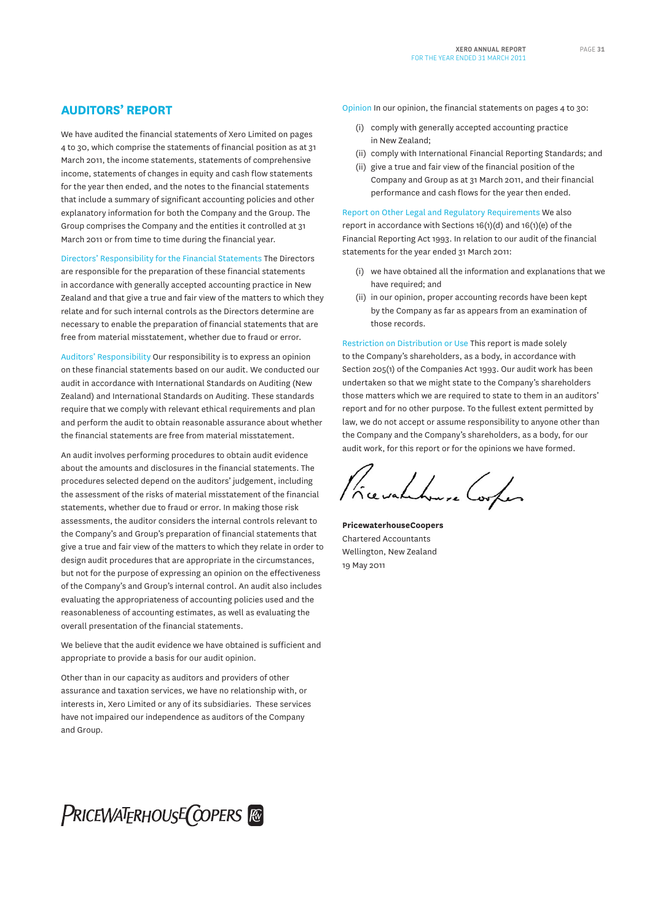## AUDITORS' REPORT

We have audited the financial statements of Xero Limited on pages 4 to 30, which comprise the statements of financial position as at 31 March 2011, the income statements, statements of comprehensive income, statements of changes in equity and cash flow statements for the year then ended, and the notes to the financial statements that include a summary of significant accounting policies and other explanatory information for both the Company and the Group. The Group comprises the Company and the entities it controlled at 31 March 2011 or from time to time during the financial year.

Directors' Responsibility for the Financial Statements The Directors are responsible for the preparation of these financial statements in accordance with generally accepted accounting practice in New Zealand and that give a true and fair view of the matters to which they relate and for such internal controls as the Directors determine are necessary to enable the preparation of financial statements that are free from material misstatement, whether due to fraud or error.

Auditors' Responsibility Our responsibility is to express an opinion on these financial statements based on our audit. We conducted our audit in accordance with International Standards on Auditing (New Zealand) and International Standards on Auditing. These standards require that we comply with relevant ethical requirements and plan and perform the audit to obtain reasonable assurance about whether the financial statements are free from material misstatement.

An audit involves performing procedures to obtain audit evidence about the amounts and disclosures in the financial statements. The procedures selected depend on the auditors' judgement, including the assessment of the risks of material misstatement of the financial statements, whether due to fraud or error. In making those risk assessments, the auditor considers the internal controls relevant to the Company's and Group's preparation of financial statements that give a true and fair view of the matters to which they relate in order to design audit procedures that are appropriate in the circumstances, but not for the purpose of expressing an opinion on the effectiveness of the Company's and Group's internal control. An audit also includes evaluating the appropriateness of accounting policies used and the reasonableness of accounting estimates, as well as evaluating the overall presentation of the financial statements.

We believe that the audit evidence we have obtained is sufficient and appropriate to provide a basis for our audit opinion.

Other than in our capacity as auditors and providers of other assurance and taxation services, we have no relationship with, or interests in, Xero Limited or any of its subsidiaries. These services have not impaired our independence as auditors of the Company and Group.

Opinion In our opinion, the financial statements on pages 4 to 30:

(i) comply with generally accepted accounting practice in New Zealand;

(ii) comply with International Financial Reporting Standards; and

(ii) give a true and fair view of the financial position of the Company and Group as at 31 March 2011, and their financial performance and cash flows for the year then ended.

Report on Other Legal and Regulatory Requirements We also report in accordance with Sections 16(1)(d) and 16(1)(e) of the Financial Reporting Act 1993. In relation to our audit of the financial statements for the year ended 31 March 2011:

(i) we have obtained all the information and explanations that we have required; and

(ii) in our opinion, proper accounting records have been kept by the Company as far as appears from an examination of those records.

Restriction on Distribution or Use This report is made solely to the Company's shareholders, as a body, in accordance with Section 205(1) of the Companies Act 1993. Our audit work has been undertaken so that we might state to the Company's shareholders those matters which we are required to state to them in an auditors' report and for no other purpose. To the fullest extent permitted by law, we do not accept or assume responsibility to anyone other than the Company and the Company's shareholders, as a body, for our audit work, for this report or for the opinions we have formed.

*PricewaterhouseCoopers*

**PricewaterhouseCoopers**
Chartered Accountants
Wellington, New Zealand
19 May 2011

PRICEWATERHOUSECOOPERS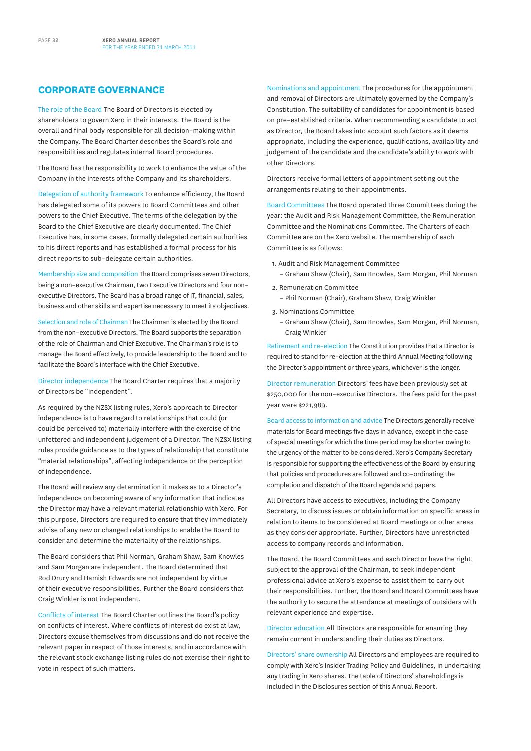# CORPORATE GOVERNANCE

**The role of the Board** The Board of Directors is elected by shareholders to govern Xero in their interests. The Board is the overall and final body responsible for all decision-making within the Company. The Board Charter describes the Board's role and responsibilities and regulates internal Board procedures.

The Board has the responsibility to work to enhance the value of the Company in the interests of the Company and its shareholders.

**Delegation of authority framework** To enhance efficiency, the Board has delegated some of its powers to Board Committees and other powers to the Chief Executive. The terms of the delegation by the Board to the Chief Executive are clearly documented. The Chief Executive has, in some cases, formally delegated certain authorities to his direct reports and has established a formal process for his direct reports to sub-delegate certain authorities.

**Membership size and composition** The Board comprises seven Directors, being a non-executive Chairman, two Executive Directors and four non-executive Directors. The Board has a broad range of IT, financial, sales, business and other skills and expertise necessary to meet its objectives.

**Selection and role of Chairman** The Chairman is elected by the Board from the non-executive Directors. The Board supports the separation of the role of Chairman and Chief Executive. The Chairman's role is to manage the Board effectively, to provide leadership to the Board and to facilitate the Board's interface with the Chief Executive.

**Director independence** The Board Charter requires that a majority of Directors be "independent".

As required by the NZSX listing rules, Xero's approach to Director independence is to have regard to relationships that could (or could be perceived to) materially interfere with the exercise of the unfettered and independent judgement of a Director. The NZSX listing rules provide guidance as to the types of relationship that constitute "material relationships", affecting independence or the perception of independence.

The Board will review any determination it makes as to a Director's independence on becoming aware of any information that indicates the Director may have a relevant material relationship with Xero. For this purpose, Directors are required to ensure that they immediately advise of any new or changed relationships to enable the Board to consider and determine the materiality of the relationships.

The Board considers that Phil Norman, Graham Shaw, Sam Knowles and Sam Morgan are independent. The Board determined that Rod Drury and Hamish Edwards are not independent by virtue of their executive responsibilities. Further the Board considers that Craig Winkler is not independent.

**Conflicts of interest** The Board Charter outlines the Board's policy on conflicts of interest. Where conflicts of interest do exist at law, Directors excuse themselves from discussions and do not receive the relevant paper in respect of those interests, and in accordance with the relevant stock exchange listing rules do not exercise their right to vote in respect of such matters.

**Nominations and appointment** The procedures for the appointment and removal of Directors are ultimately governed by the Company's Constitution. The suitability of candidates for appointment is based on pre-established criteria. When recommending a candidate to act as Director, the Board takes into account such factors as it deems appropriate, including the experience, qualifications, availability and judgement of the candidate and the candidate's ability to work with other Directors.

Directors receive formal letters of appointment setting out the arrangements relating to their appointments.

**Board Committees** The Board operated three Committees during the year: the Audit and Risk Management Committee, the Remuneration Committee and the Nominations Committee. The Charters of each Committee are on the Xero website. The membership of each Committee is as follows:

1. Audit and Risk Management Committee
   - Graham Shaw (Chair), Sam Knowles, Sam Morgan, Phil Norman
2. Remuneration Committee
   - Phil Norman (Chair), Graham Shaw, Craig Winkler
3. Nominations Committee
   - Graham Shaw (Chair), Sam Knowles, Sam Morgan, Phil Norman, Craig Winkler

**Retirement and re-election** The Constitution provides that a Director is required to stand for re-election at the third Annual Meeting following the Director's appointment or three years, whichever is the longer.

**Director remuneration** Directors' fees have been previously set at $250,000 for the non-executive Directors. The fees paid for the past year were $221,989.

**Board access to information and advice** The Directors generally receive materials for Board meetings five days in advance, except in the case of special meetings for which the time period may be shorter owing to the urgency of the matter to be considered. Xero's Company Secretary is responsible for supporting the effectiveness of the Board by ensuring that policies and procedures are followed and co-ordinating the completion and dispatch of the Board agenda and papers.

All Directors have access to executives, including the Company Secretary, to discuss issues or obtain information on specific areas in relation to items to be considered at Board meetings or other areas as they consider appropriate. Further, Directors have unrestricted access to company records and information.

The Board, the Board Committees and each Director have the right, subject to the approval of the Chairman, to seek independent professional advice at Xero's expense to assist them to carry out their responsibilities. Further, the Board and Board Committees have the authority to secure the attendance at meetings of outsiders with relevant experience and expertise.

**Director education** All Directors are responsible for ensuring they remain current in understanding their duties as Directors.

**Directors' share ownership** All Directors and employees are required to comply with Xero's Insider Trading Policy and Guidelines, in undertaking any trading in Xero shares. The table of Directors' shareholdings is included in the Disclosures section of this Annual Report.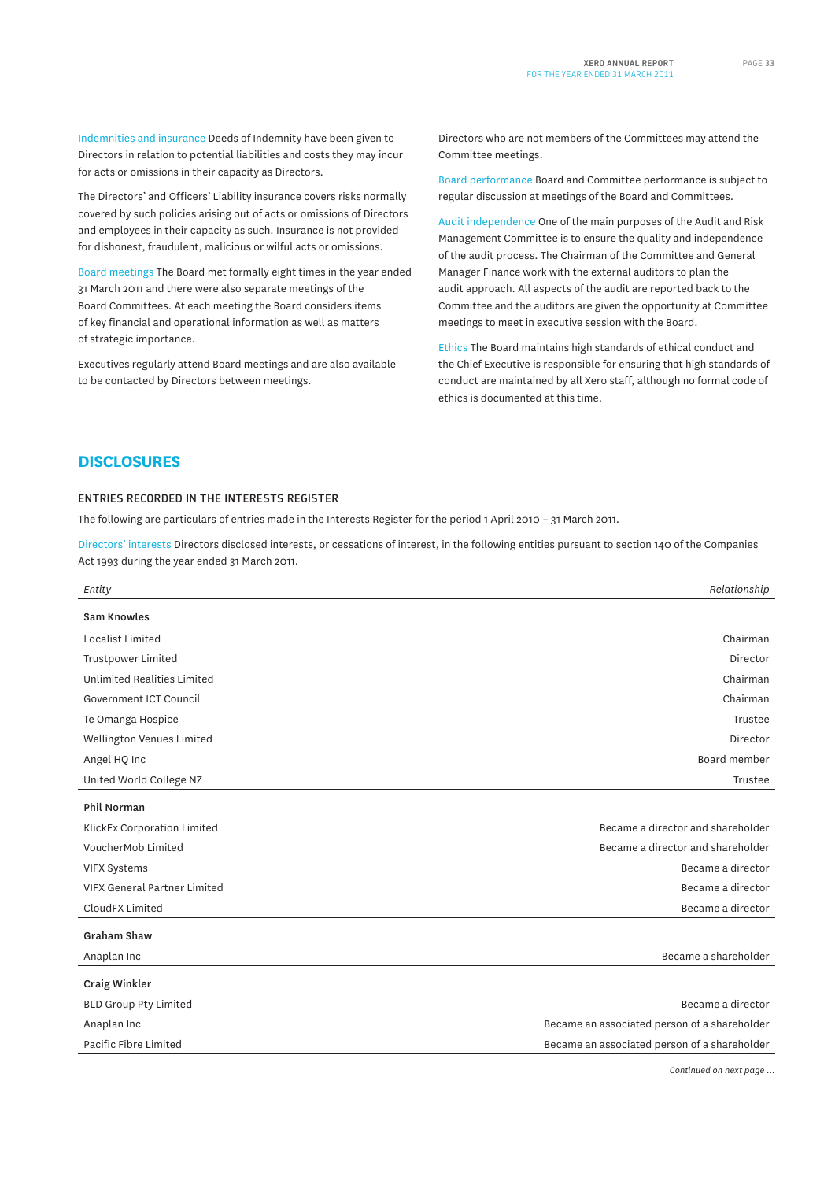**Indemnities and insurance** Deeds of Indemnity have been given to Directors in relation to potential liabilities and costs they may incur for acts or omissions in their capacity as Directors.

The Directors' and Officers' Liability insurance covers risks normally covered by such policies arising out of acts or omissions of Directors and employees in their capacity as such. Insurance is not provided for dishonest, fraudulent, malicious or wilful acts or omissions.

**Board meetings** The Board met formally eight times in the year ended 31 March 2011 and there were also separate meetings of the Board Committees. At each meeting the Board considers items of key financial and operational information as well as matters of strategic importance.

Executives regularly attend Board meetings and are also available to be contacted by Directors between meetings.

Directors who are not members of the Committees may attend the Committee meetings.

**Board performance** Board and Committee performance is subject to regular discussion at meetings of the Board and Committees.

**Audit independence** One of the main purposes of the Audit and Risk Management Committee is to ensure the quality and independence of the audit process. The Chairman of the Committee and General Manager Finance work with the external auditors to plan the audit approach. All aspects of the audit are reported back to the Committee and the auditors are given the opportunity at Committee meetings to meet in executive session with the Board.

**Ethics** The Board maintains high standards of ethical conduct and the Chief Executive is responsible for ensuring that high standards of conduct are maintained by all Xero staff, although no formal code of ethics is documented at this time.

## DISCLOSURES

### ENTRIES RECORDED IN THE INTERESTS REGISTER

The following are particulars of entries made in the Interests Register for the period 1 April 2010 – 31 March 2011.

**Directors' interests** Directors disclosed interests, or cessations of interest, in the following entities pursuant to section 140 of the Companies Act 1993 during the year ended 31 March 2011.

| *Entity* | *Relationship* |
|---|---|
| **Sam Knowles** | |
| Localist Limited | Chairman |
| Trustpower Limited | Director |
| Unlimited Realities Limited | Chairman |
| Government ICT Council | Chairman |
| Te Omanga Hospice | Trustee |
| Wellington Venues Limited | Director |
| Angel HQ Inc | Board member |
| United World College NZ | Trustee |
| **Phil Norman** | |
| KlickEx Corporation Limited | Became a director and shareholder |
| VoucherMob Limited | Became a director and shareholder |
| VIFX Systems | Became a director |
| VIFX General Partner Limited | Became a director |
| CloudFX Limited | Became a director |
| **Graham Shaw** | |
| Anaplan Inc | Became a shareholder |
| **Craig Winkler** | |
| BLD Group Pty Limited | Became a director |
| Anaplan Inc | Became an associated person of a shareholder |
| Pacific Fibre Limited | Became an associated person of a shareholder |

*Continued on next page ...*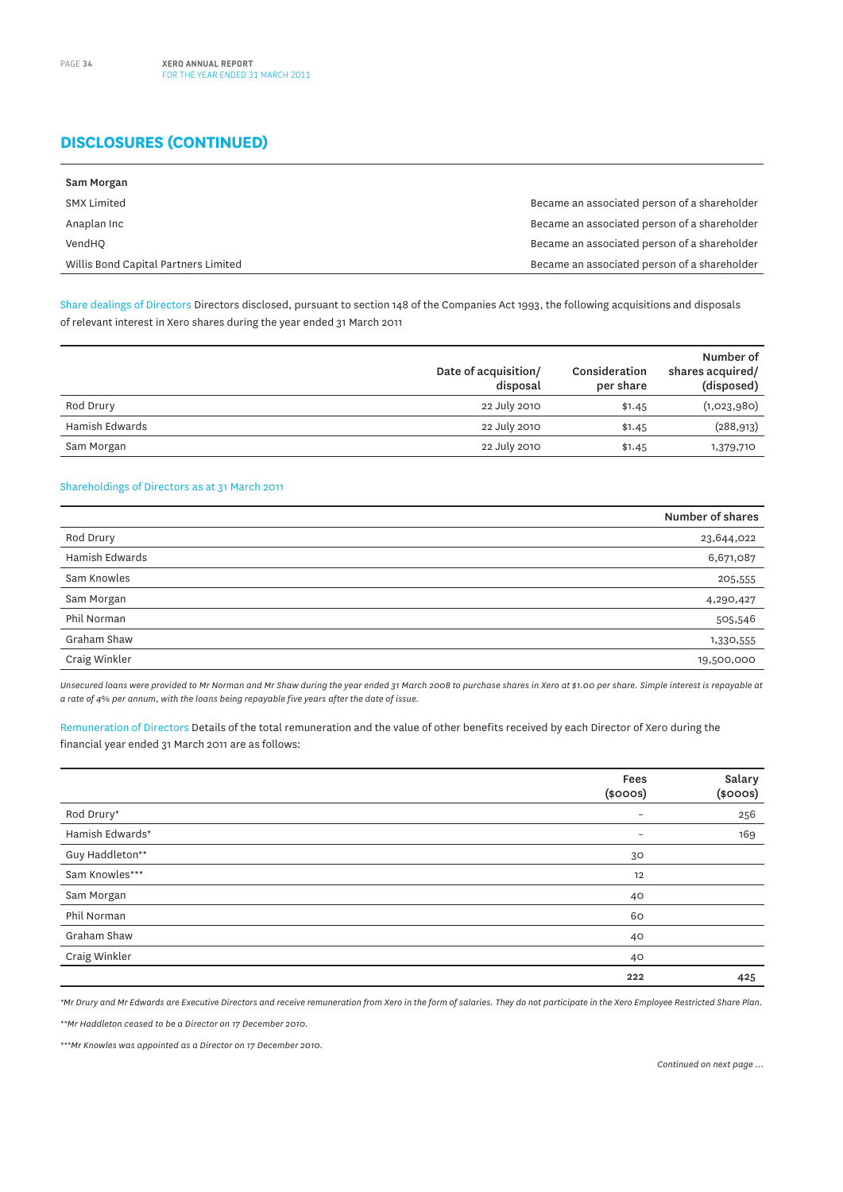## DISCLOSURES (CONTINUED)

| Sam Morgan | |
|---|---|
| SMX Limited | Became an associated person of a shareholder |
| Anaplan Inc | Became an associated person of a shareholder |
| VendHQ | Became an associated person of a shareholder |
| Willis Bond Capital Partners Limited | Became an associated person of a shareholder |

Share dealings of Directors Directors disclosed, pursuant to section 148 of the Companies Act 1993, the following acquisitions and disposals of relevant interest in Xero shares during the year ended 31 March 2011

| | Date of acquisition/ disposal | Consideration per share | Number of shares acquired/ (disposed) |
|---|---|---|---|
| Rod Drury | 22 July 2010 | $1.45 | (1,023,980) |
| Hamish Edwards | 22 July 2010 | $1.45 | (288,913) |
| Sam Morgan | 22 July 2010 | $1.45 | 1,379,710 |

Shareholdings of Directors as at 31 March 2011

| | Number of shares |
|---|---|
| Rod Drury | 23,644,022 |
| Hamish Edwards | 6,671,087 |
| Sam Knowles | 205,555 |
| Sam Morgan | 4,290,427 |
| Phil Norman | 505,546 |
| Graham Shaw | 1,330,555 |
| Craig Winkler | 19,500,000 |

*Unsecured loans were provided to Mr Norman and Mr Shaw during the year ended 31 March 2008 to purchase shares in Xero at $1.00 per share. Simple interest is repayable at a rate of 4% per annum, with the loans being repayable five years after the date of issue.*

Remuneration of Directors Details of the total remuneration and the value of other benefits received by each Director of Xero during the financial year ended 31 March 2011 are as follows:

| | Fees ($000s) | Salary ($000s) |
|---|---|---|
| Rod Drury* | – | 256 |
| Hamish Edwards* | – | 169 |
| Guy Haddleton** | 30 | |
| Sam Knowles*** | 12 | |
| Sam Morgan | 40 | |
| Phil Norman | 60 | |
| Graham Shaw | 40 | |
| Craig Winkler | 40 | |
| | **222** | **425** |

*\*Mr Drury and Mr Edwards are Executive Directors and receive remuneration from Xero in the form of salaries. They do not participate in the Xero Employee Restricted Share Plan.*

*\*\*Mr Haddleton ceased to be a Director on 17 December 2010.*

*\*\*\*Mr Knowles was appointed as a Director on 17 December 2010.*

*Continued on next page ...*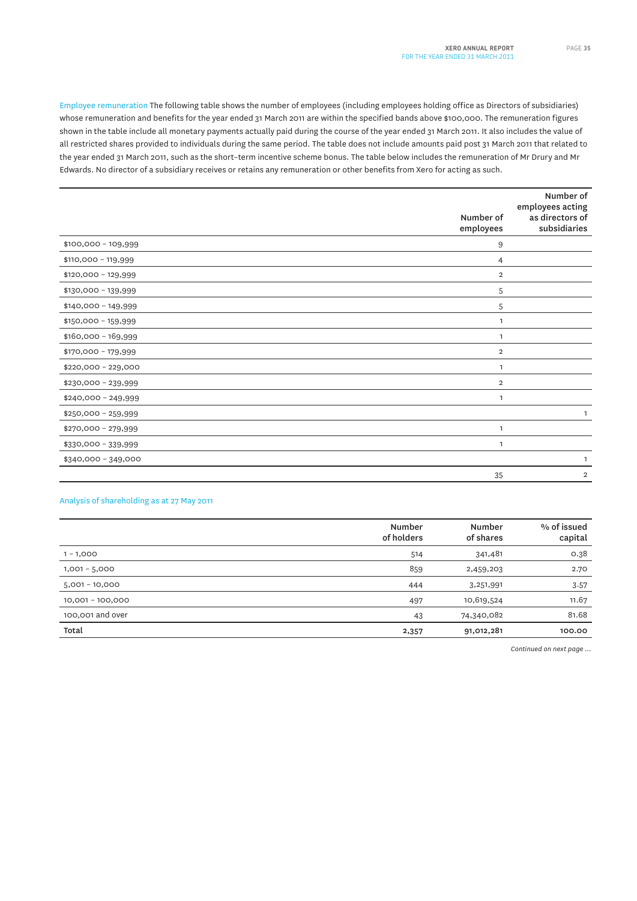**Employee remuneration** The following table shows the number of employees (including employees holding office as Directors of subsidiaries) whose remuneration and benefits for the year ended 31 March 2011 are within the specified bands above $100,000. The remuneration figures shown in the table include all monetary payments actually paid during the course of the year ended 31 March 2011. It also includes the value of all restricted shares provided to individuals during the same period. The table does not include amounts paid post 31 March 2011 that related to the year ended 31 March 2011, such as the short-term incentive scheme bonus. The table below includes the remuneration of Mr Drury and Mr Edwards. No director of a subsidiary receives or retains any remuneration or other benefits from Xero for acting as such.

| | Number of employees | Number of employees acting as directors of subsidiaries |
|---|---|---|
| $100,000 – 109,999 | 9 | |
| $110,000 – 119,999 | 4 | |
| $120,000 – 129,999 | 2 | |
| $130,000 – 139,999 | 5 | |
| $140,000 – 149,999 | 5 | |
| $150,000 – 159,999 | 1 | |
| $160,000 – 169,999 | 1 | |
| $170,000 – 179,999 | 2 | |
| $220,000 – 229,000 | 1 | |
| $230,000 – 239,999 | 2 | |
| $240,000 – 249,999 | 1 | |
| $250,000 – 259,999 | | 1 |
| $270,000 – 279,999 | 1 | |
| $330,000 – 339,999 | 1 | |
| $340,000 – 349,000 | | 1 |
| | 35 | 2 |

## Analysis of shareholding as at 27 May 2011

| | Number of holders | Number of shares | % of issued capital |
|---|---|---|---|
| 1 – 1,000 | 514 | 341,481 | 0.38 |
| 1,001 – 5,000 | 859 | 2,459,203 | 2.70 |
| 5,001 – 10,000 | 444 | 3,251,991 | 3.57 |
| 10,001 – 100,000 | 497 | 10,619,524 | 11.67 |
| 100,001 and over | 43 | 74,340,082 | 81.68 |
| **Total** | **2,357** | **91,012,281** | **100.00** |

*Continued on next page ...*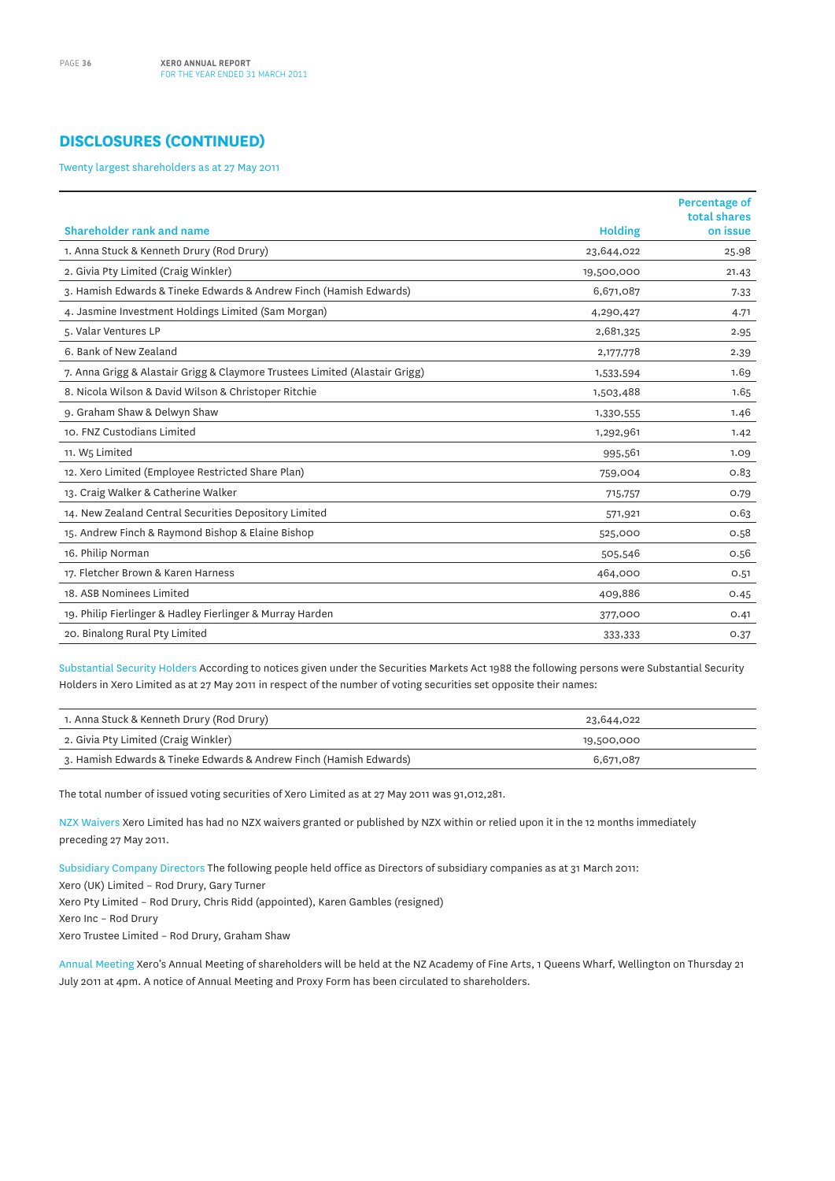## DISCLOSURES (CONTINUED)

Twenty largest shareholders as at 27 May 2011

| Shareholder rank and name | Holding | Percentage of total shares on issue |
|---|---|---|
| 1. Anna Stuck & Kenneth Drury (Rod Drury) | 23,644,022 | 25.98 |
| 2. Givia Pty Limited (Craig Winkler) | 19,500,000 | 21.43 |
| 3. Hamish Edwards & Tineke Edwards & Andrew Finch (Hamish Edwards) | 6,671,087 | 7.33 |
| 4. Jasmine Investment Holdings Limited (Sam Morgan) | 4,290,427 | 4.71 |
| 5. Valar Ventures LP | 2,681,325 | 2.95 |
| 6. Bank of New Zealand | 2,177,778 | 2.39 |
| 7. Anna Grigg & Alastair Grigg & Claymore Trustees Limited (Alastair Grigg) | 1,533,594 | 1.69 |
| 8. Nicola Wilson & David Wilson & Christoper Ritchie | 1,503,488 | 1.65 |
| 9. Graham Shaw & Delwyn Shaw | 1,330,555 | 1.46 |
| 10. FNZ Custodians Limited | 1,292,961 | 1.42 |
| 11. W5 Limited | 995,561 | 1.09 |
| 12. Xero Limited (Employee Restricted Share Plan) | 759,004 | 0.83 |
| 13. Craig Walker & Catherine Walker | 715,757 | 0.79 |
| 14. New Zealand Central Securities Depository Limited | 571,921 | 0.63 |
| 15. Andrew Finch & Raymond Bishop & Elaine Bishop | 525,000 | 0.58 |
| 16. Philip Norman | 505,546 | 0.56 |
| 17. Fletcher Brown & Karen Harness | 464,000 | 0.51 |
| 18. ASB Nominees Limited | 409,886 | 0.45 |
| 19. Philip Fierlinger & Hadley Fierlinger & Murray Harden | 377,000 | 0.41 |
| 20. Binalong Rural Pty Limited | 333,333 | 0.37 |

Substantial Security Holders According to notices given under the Securities Markets Act 1988 the following persons were Substantial Security Holders in Xero Limited as at 27 May 2011 in respect of the number of voting securities set opposite their names:

| | |
|---|---|
| 1. Anna Stuck & Kenneth Drury (Rod Drury) | 23,644,022 |
| 2. Givia Pty Limited (Craig Winkler) | 19,500,000 |
| 3. Hamish Edwards & Tineke Edwards & Andrew Finch (Hamish Edwards) | 6,671,087 |

The total number of issued voting securities of Xero Limited as at 27 May 2011 was 91,012,281.

NZX Waivers Xero Limited has had no NZX waivers granted or published by NZX within or relied upon it in the 12 months immediately preceding 27 May 2011.

Subsidiary Company Directors The following people held office as Directors of subsidiary companies as at 31 March 2011:
Xero (UK) Limited – Rod Drury, Gary Turner
Xero Pty Limited – Rod Drury, Chris Ridd (appointed), Karen Gambles (resigned)
Xero Inc – Rod Drury
Xero Trustee Limited – Rod Drury, Graham Shaw

Annual Meeting Xero's Annual Meeting of shareholders will be held at the NZ Academy of Fine Arts, 1 Queens Wharf, Wellington on Thursday 21 July 2011 at 4pm. A notice of Annual Meeting and Proxy Form has been circulated to shareholders.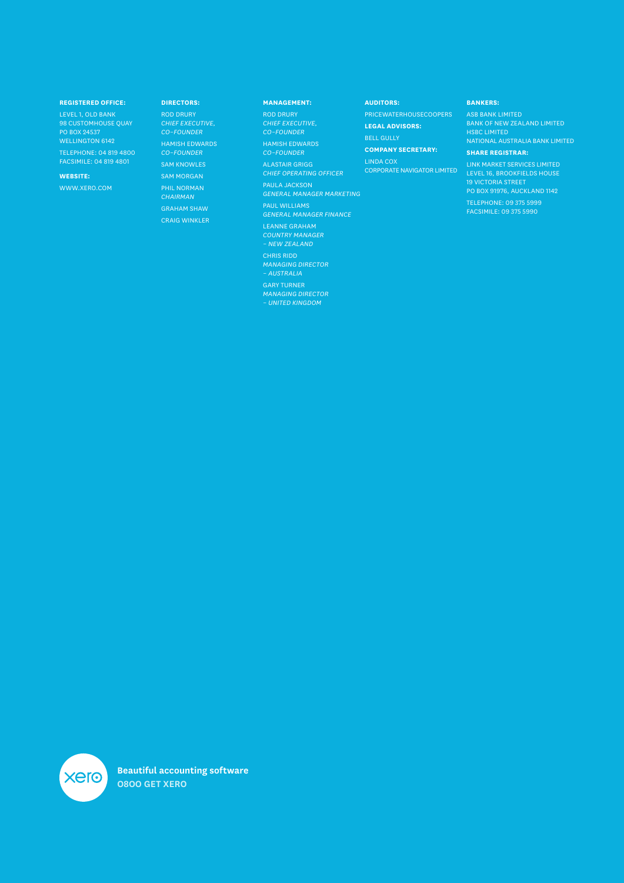**REGISTERED OFFICE:**

LEVEL 1, OLD BANK
98 CUSTOMHOUSE QUAY
PO BOX 24537
WELLINGTON 6142

TELEPHONE: 04 819 4800
FACSIMILE: 04 819 4801

**WEBSITE:**

WWW.XERO.COM

**DIRECTORS:**

ROD DRURY
*CHIEF EXECUTIVE, CO-FOUNDER*

HAMISH EDWARDS
*CO-FOUNDER*

SAM KNOWLES

SAM MORGAN

PHIL NORMAN
*CHAIRMAN*

GRAHAM SHAW

CRAIG WINKLER

**MANAGEMENT:**

ROD DRURY
*CHIEF EXECUTIVE, CO-FOUNDER*

HAMISH EDWARDS
*CO-FOUNDER*

ALASTAIR GRIGG
*CHIEF OPERATING OFFICER*

PAULA JACKSON
*GENERAL MANAGER MARKETING*

PAUL WILLIAMS
*GENERAL MANAGER FINANCE*

LEANNE GRAHAM
*COUNTRY MANAGER – NEW ZEALAND*

CHRIS RIDD
*MANAGING DIRECTOR – AUSTRALIA*

GARY TURNER
*MANAGING DIRECTOR – UNITED KINGDOM*

**AUDITORS:**

PRICEWATERHOUSECOOPERS

**LEGAL ADVISORS:**

BELL GULLY

**COMPANY SECRETARY:**

LINDA COX
CORPORATE NAVIGATOR LIMITED

**BANKERS:**

ASB BANK LIMITED
BANK OF NEW ZEALAND LIMITED
HSBC LIMITED
NATIONAL AUSTRALIA BANK LIMITED

**SHARE REGISTRAR:**

LINK MARKET SERVICES LIMITED
LEVEL 16, BROOKFIELDS HOUSE
19 VICTORIA STREET
PO BOX 91976, AUCKLAND 1142

TELEPHONE: 09 375 5999
FACSIMILE: 09 375 5990

xero

**Beautiful accounting software**
**0800 GET XERO**